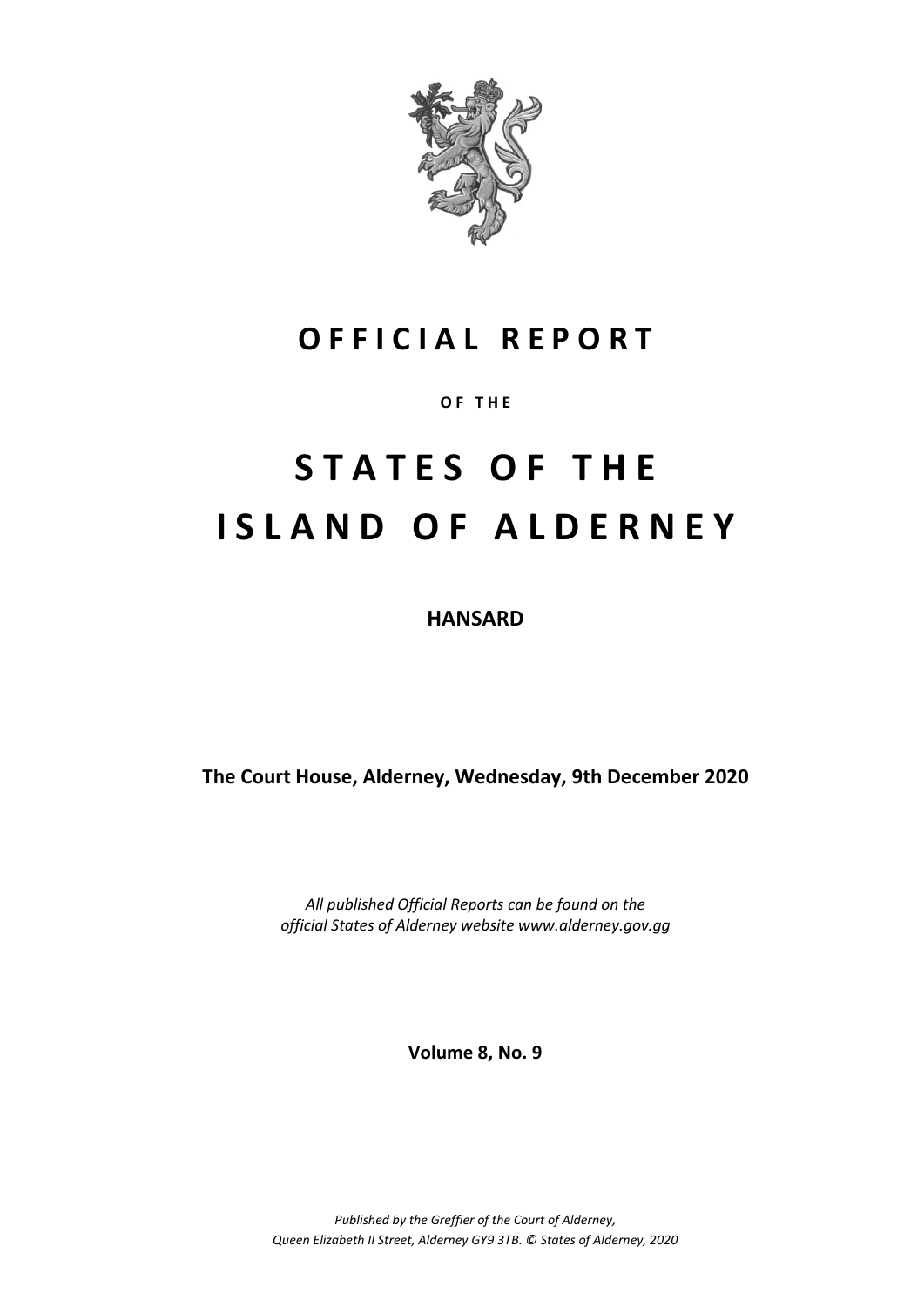# OFFICIAL REPORT

OF THE

# STATES OF THE ISLAND OF ALDERNEY

**HANSARD**

**The Court House, Alderney, Wednesday, 9th December 2020**

*All published Official Reports can be found on the official States of Alderney website www.alderney.gov.gg*

**Volume 8, No. 9**

*Published by the Greffier of the Court of Alderney, Queen Elizabeth II Street, Alderney GY9 3TB. © States of Alderney, 2020*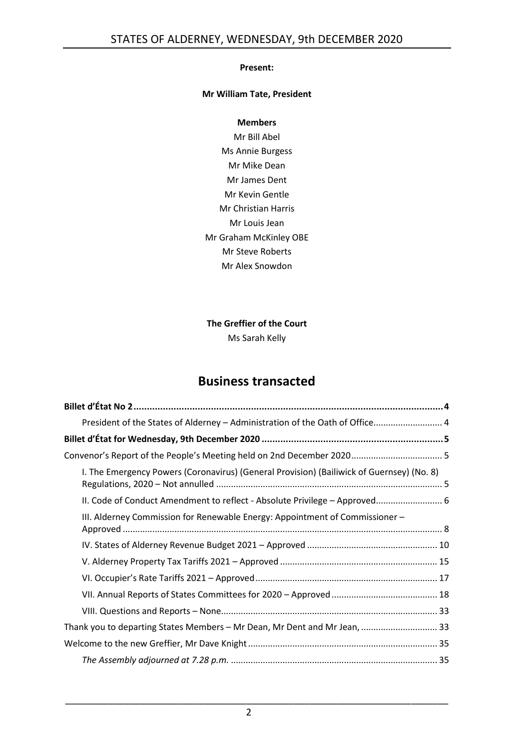**Present:**

**Mr William Tate, President**

**Members**

Mr Bill Abel
Ms Annie Burgess
Mr Mike Dean
Mr James Dent
Mr Kevin Gentle
Mr Christian Harris
Mr Louis Jean
Mr Graham McKinley OBE
Mr Steve Roberts
Mr Alex Snowdon

**The Greffier of the Court**

Ms Sarah Kelly

# Business transacted

**Billet d'État No 2** .......... 4

President of the States of Alderney – Administration of the Oath of Office .......... 4

**Billet d'État for Wednesday, 9th December 2020** .......... 5

Convenor's Report of the People's Meeting held on 2nd December 2020 .......... 5

I. The Emergency Powers (Coronavirus) (General Provision) (Bailiwick of Guernsey) (No. 8) Regulations, 2020 – Not annulled .......... 5

II. Code of Conduct Amendment to reflect - Absolute Privilege – Approved .......... 6

III. Alderney Commission for Renewable Energy: Appointment of Commissioner – Approved .......... 8

IV. States of Alderney Revenue Budget 2021 – Approved .......... 10

V. Alderney Property Tax Tariffs 2021 – Approved .......... 15

VI. Occupier's Rate Tariffs 2021 – Approved .......... 17

VII. Annual Reports of States Committees for 2020 – Approved .......... 18

VIII. Questions and Reports – None .......... 33

Thank you to departing States Members – Mr Dean, Mr Dent and Mr Jean, .......... 33

Welcome to the new Greffier, Mr Dave Knight .......... 35

*The Assembly adjourned at 7.28 p.m.* .......... 35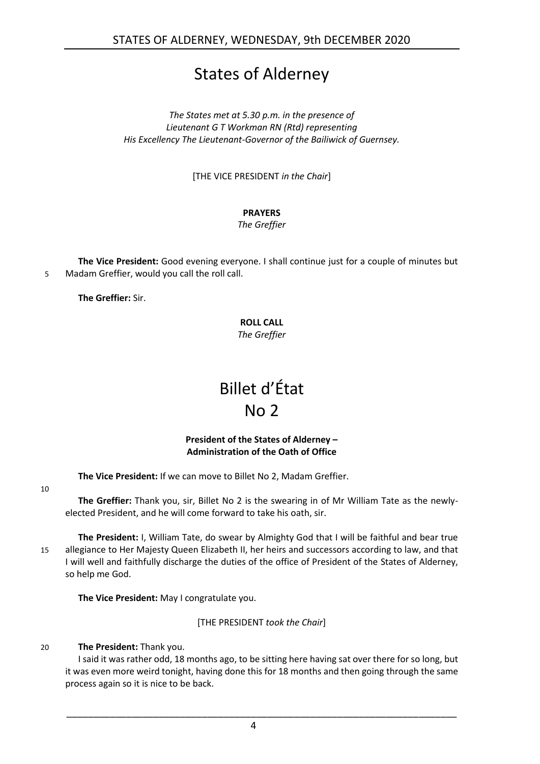# States of Alderney

*The States met at 5.30 p.m. in the presence of Lieutenant G T Workman RN (Rtd) representing His Excellency The Lieutenant-Governor of the Bailiwick of Guernsey.*

[THE VICE PRESIDENT *in the Chair*]

**PRAYERS**
*The Greffier*

**The Vice President:** Good evening everyone. I shall continue just for a couple of minutes but Madam Greffier, would you call the roll call.

**The Greffier:** Sir.

**ROLL CALL**
*The Greffier*

# Billet d'État No 2

**President of the States of Alderney – Administration of the Oath of Office**

**The Vice President:** If we can move to Billet No 2, Madam Greffier.

**The Greffier:** Thank you, sir, Billet No 2 is the swearing in of Mr William Tate as the newly-elected President, and he will come forward to take his oath, sir.

**The President:** I, William Tate, do swear by Almighty God that I will be faithful and bear true allegiance to Her Majesty Queen Elizabeth II, her heirs and successors according to law, and that I will well and faithfully discharge the duties of the office of President of the States of Alderney, so help me God.

**The Vice President:** May I congratulate you.

[THE PRESIDENT *took the Chair*]

**The President:** Thank you.

I said it was rather odd, 18 months ago, to be sitting here having sat over there for so long, but it was even more weird tonight, having done this for 18 months and then going through the same process again so it is nice to be back.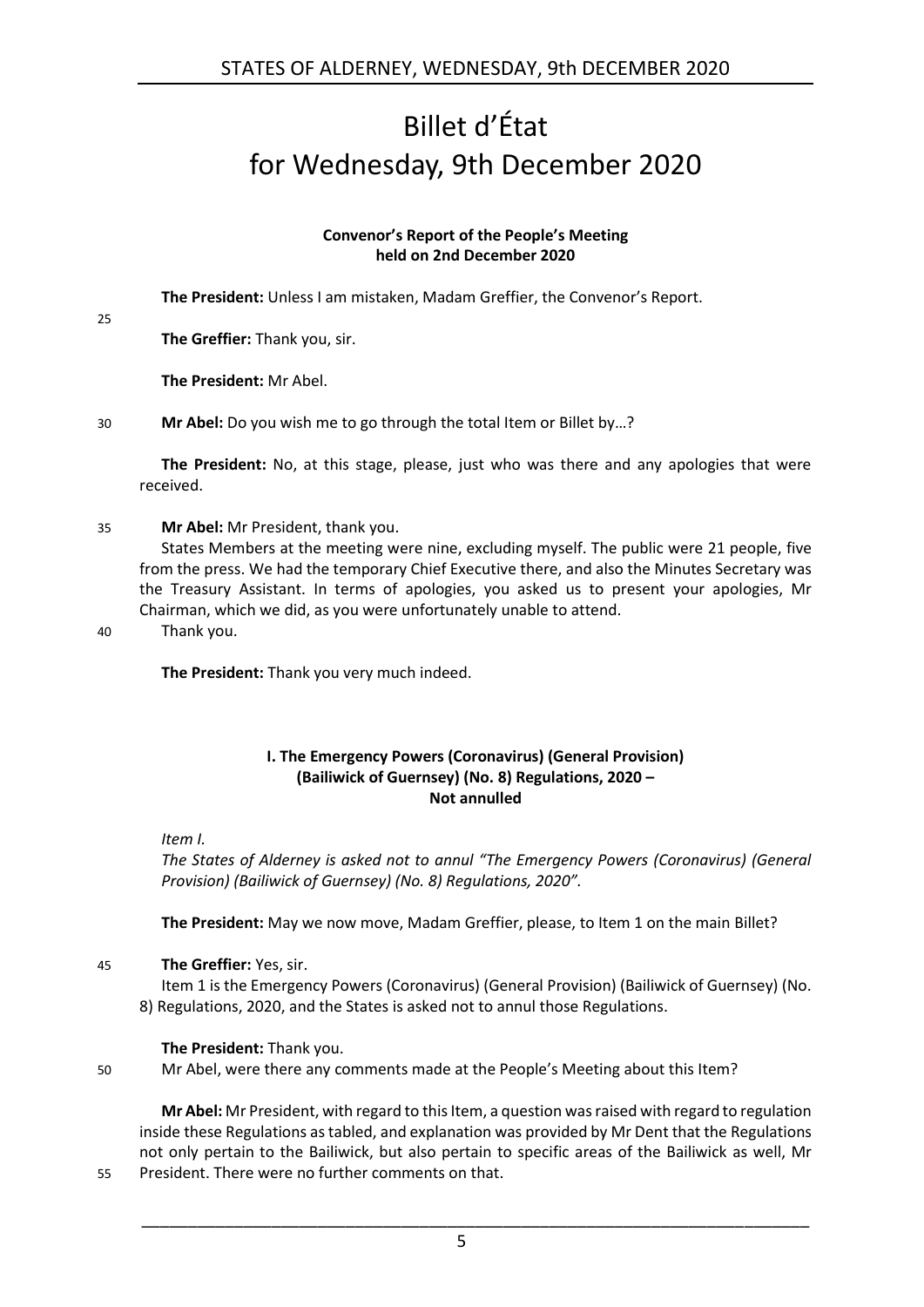# Billet d'État for Wednesday, 9th December 2020

**Convenor's Report of the People's Meeting held on 2nd December 2020**

**The President:** Unless I am mistaken, Madam Greffier, the Convenor's Report.

**The Greffier:** Thank you, sir.

**The President:** Mr Abel.

**Mr Abel:** Do you wish me to go through the total Item or Billet by…?

**The President:** No, at this stage, please, just who was there and any apologies that were received.

**Mr Abel:** Mr President, thank you.

States Members at the meeting were nine, excluding myself. The public were 21 people, five from the press. We had the temporary Chief Executive there, and also the Minutes Secretary was the Treasury Assistant. In terms of apologies, you asked us to present your apologies, Mr Chairman, which we did, as you were unfortunately unable to attend.

Thank you.

**The President:** Thank you very much indeed.

## I. The Emergency Powers (Coronavirus) (General Provision) (Bailiwick of Guernsey) (No. 8) Regulations, 2020 – Not annulled

*Item I.*

*The States of Alderney is asked not to annul "The Emergency Powers (Coronavirus) (General Provision) (Bailiwick of Guernsey) (No. 8) Regulations, 2020".*

**The President:** May we now move, Madam Greffier, please, to Item 1 on the main Billet?

**The Greffier:** Yes, sir.

Item 1 is the Emergency Powers (Coronavirus) (General Provision) (Bailiwick of Guernsey) (No. 8) Regulations, 2020, and the States is asked not to annul those Regulations.

**The President:** Thank you.

Mr Abel, were there any comments made at the People's Meeting about this Item?

**Mr Abel:** Mr President, with regard to this Item, a question was raised with regard to regulation inside these Regulations as tabled, and explanation was provided by Mr Dent that the Regulations not only pertain to the Bailiwick, but also pertain to specific areas of the Bailiwick as well, Mr President. There were no further comments on that.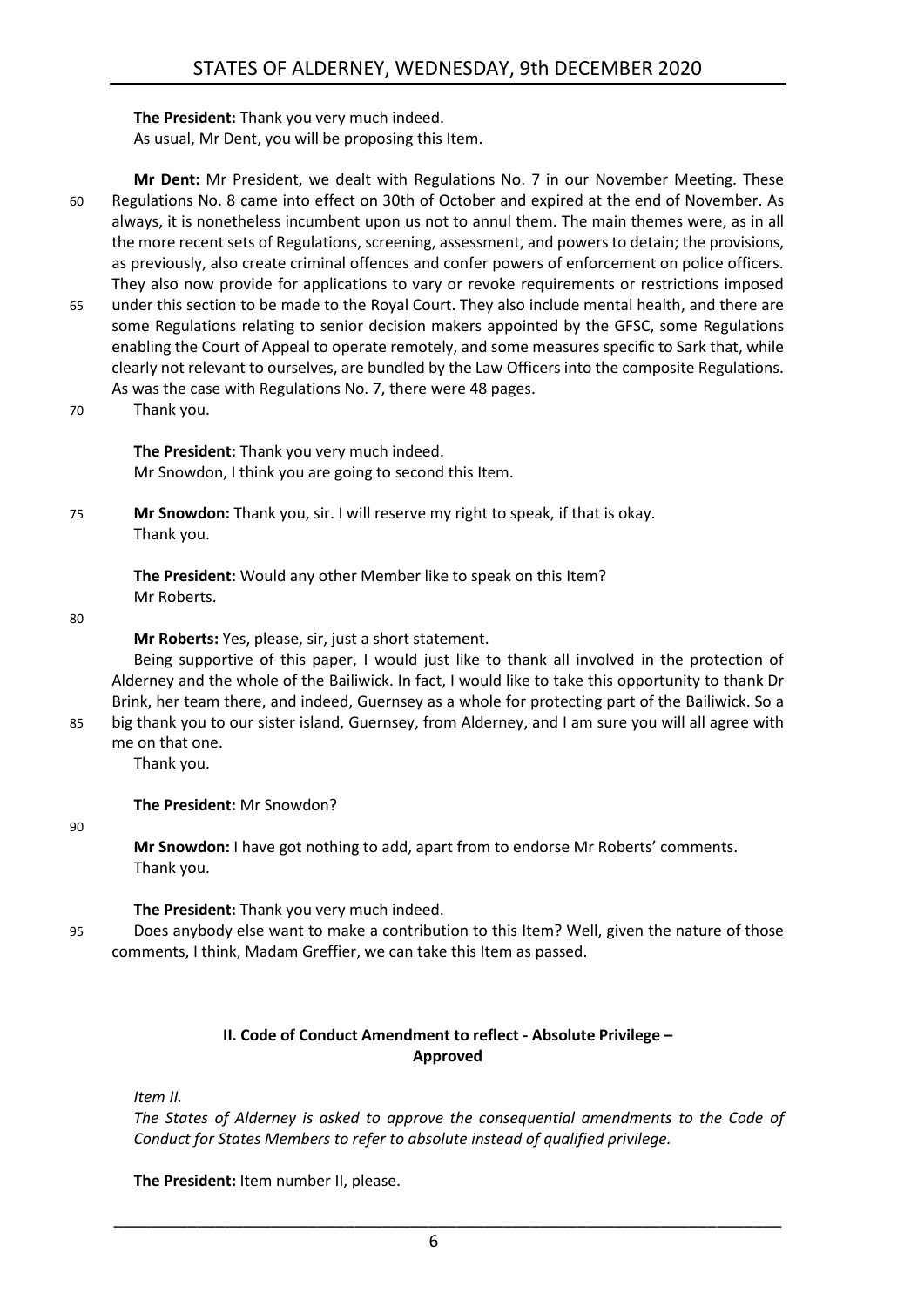**The President:** Thank you very much indeed.
As usual, Mr Dent, you will be proposing this Item.

**Mr Dent:** Mr President, we dealt with Regulations No. 7 in our November Meeting. These Regulations No. 8 came into effect on 30th of October and expired at the end of November. As always, it is nonetheless incumbent upon us not to annul them. The main themes were, as in all the more recent sets of Regulations, screening, assessment, and powers to detain; the provisions, as previously, also create criminal offences and confer powers of enforcement on police officers. They also now provide for applications to vary or revoke requirements or restrictions imposed under this section to be made to the Royal Court. They also include mental health, and there are some Regulations relating to senior decision makers appointed by the GFSC, some Regulations enabling the Court of Appeal to operate remotely, and some measures specific to Sark that, while clearly not relevant to ourselves, are bundled by the Law Officers into the composite Regulations. As was the case with Regulations No. 7, there were 48 pages.

Thank you.

**The President:** Thank you very much indeed.
Mr Snowdon, I think you are going to second this Item.

**Mr Snowdon:** Thank you, sir. I will reserve my right to speak, if that is okay.
Thank you.

**The President:** Would any other Member like to speak on this Item?
Mr Roberts.

**Mr Roberts:** Yes, please, sir, just a short statement.

Being supportive of this paper, I would just like to thank all involved in the protection of Alderney and the whole of the Bailiwick. In fact, I would like to take this opportunity to thank Dr Brink, her team there, and indeed, Guernsey as a whole for protecting part of the Bailiwick. So a big thank you to our sister island, Guernsey, from Alderney, and I am sure you will all agree with me on that one.

Thank you.

**The President:** Mr Snowdon?

**Mr Snowdon:** I have got nothing to add, apart from to endorse Mr Roberts' comments.
Thank you.

**The President:** Thank you very much indeed.

Does anybody else want to make a contribution to this Item? Well, given the nature of those comments, I think, Madam Greffier, we can take this Item as passed.

## II. Code of Conduct Amendment to reflect - Absolute Privilege – Approved

*Item II.*

*The States of Alderney is asked to approve the consequential amendments to the Code of Conduct for States Members to refer to absolute instead of qualified privilege.*

**The President:** Item number II, please.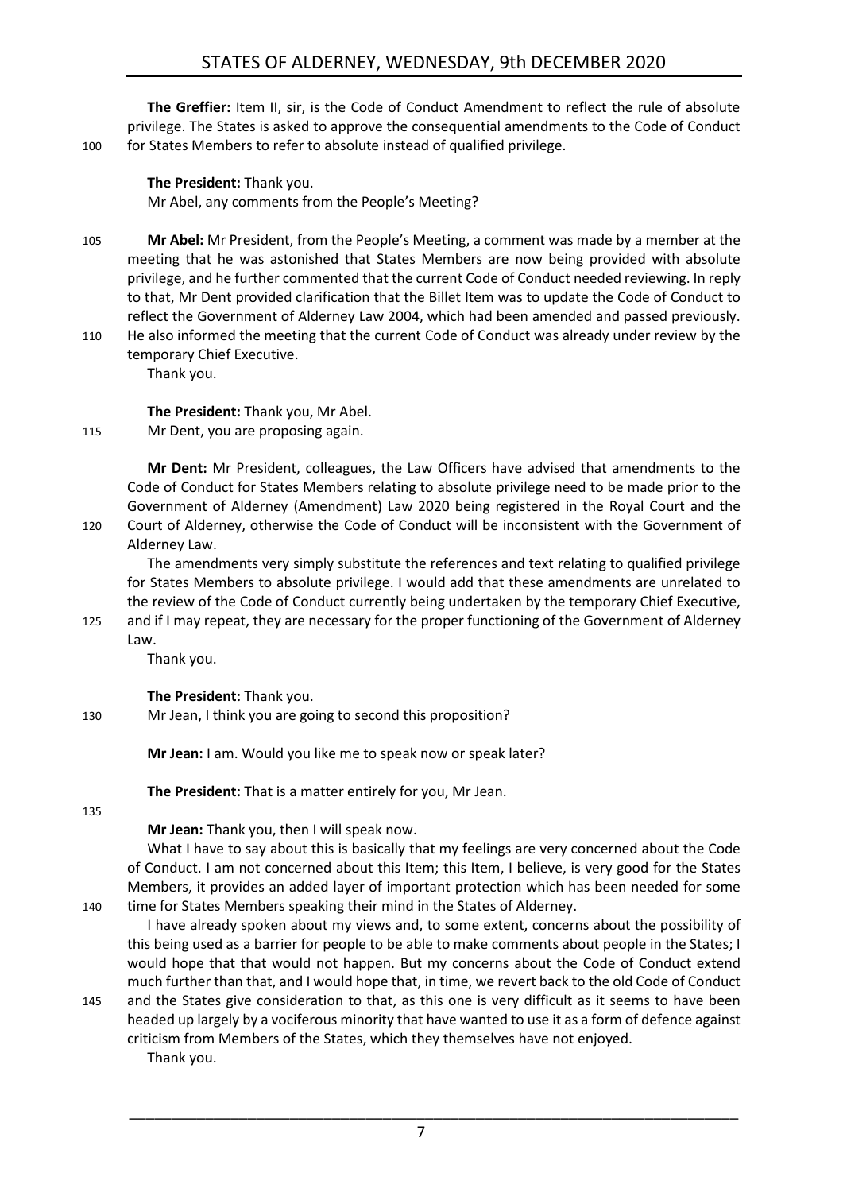**The Greffier:** Item II, sir, is the Code of Conduct Amendment to reflect the rule of absolute privilege. The States is asked to approve the consequential amendments to the Code of Conduct for States Members to refer to absolute instead of qualified privilege.

**The President:** Thank you.

Mr Abel, any comments from the People's Meeting?

**Mr Abel:** Mr President, from the People's Meeting, a comment was made by a member at the meeting that he was astonished that States Members are now being provided with absolute privilege, and he further commented that the current Code of Conduct needed reviewing. In reply to that, Mr Dent provided clarification that the Billet Item was to update the Code of Conduct to reflect the Government of Alderney Law 2004, which had been amended and passed previously. He also informed the meeting that the current Code of Conduct was already under review by the temporary Chief Executive.

Thank you.

**The President:** Thank you, Mr Abel.

Mr Dent, you are proposing again.

**Mr Dent:** Mr President, colleagues, the Law Officers have advised that amendments to the Code of Conduct for States Members relating to absolute privilege need to be made prior to the Government of Alderney (Amendment) Law 2020 being registered in the Royal Court and the Court of Alderney, otherwise the Code of Conduct will be inconsistent with the Government of Alderney Law.

The amendments very simply substitute the references and text relating to qualified privilege for States Members to absolute privilege. I would add that these amendments are unrelated to the review of the Code of Conduct currently being undertaken by the temporary Chief Executive, and if I may repeat, they are necessary for the proper functioning of the Government of Alderney Law.

Thank you.

**The President:** Thank you.

Mr Jean, I think you are going to second this proposition?

**Mr Jean:** I am. Would you like me to speak now or speak later?

**The President:** That is a matter entirely for you, Mr Jean.

**Mr Jean:** Thank you, then I will speak now.

What I have to say about this is basically that my feelings are very concerned about the Code of Conduct. I am not concerned about this Item; this Item, I believe, is very good for the States Members, it provides an added layer of important protection which has been needed for some time for States Members speaking their mind in the States of Alderney.

I have already spoken about my views and, to some extent, concerns about the possibility of this being used as a barrier for people to be able to make comments about people in the States; I would hope that that would not happen. But my concerns about the Code of Conduct extend much further than that, and I would hope that, in time, we revert back to the old Code of Conduct and the States give consideration to that, as this one is very difficult as it seems to have been headed up largely by a vociferous minority that have wanted to use it as a form of defence against criticism from Members of the States, which they themselves have not enjoyed.

Thank you.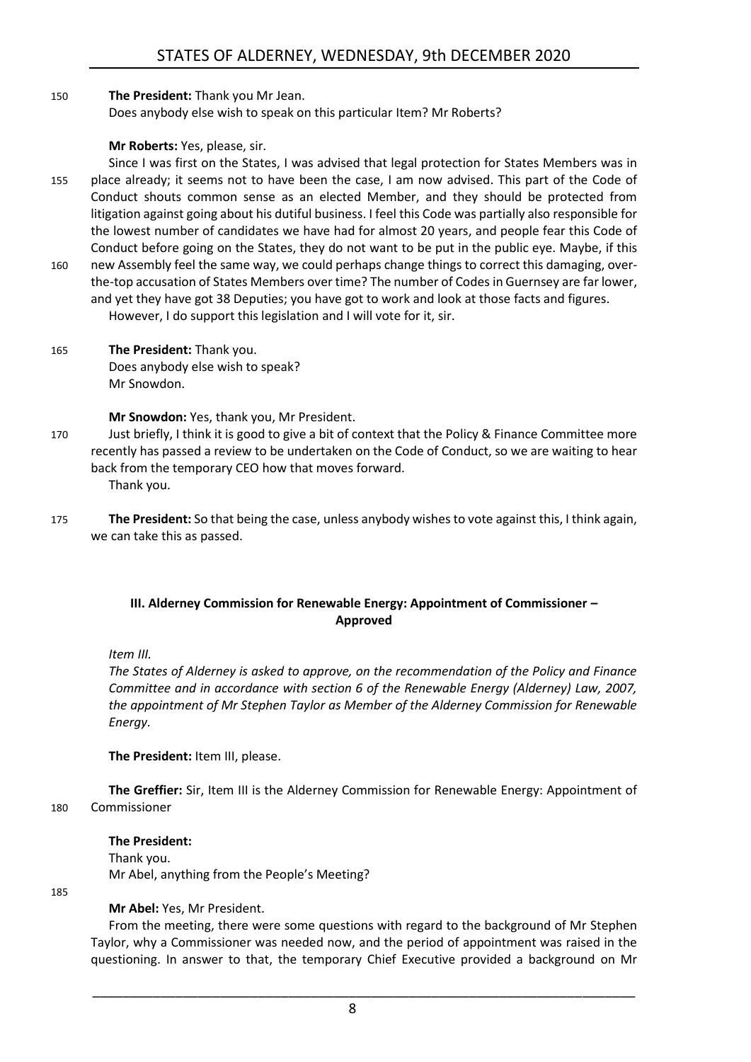**The President:** Thank you Mr Jean.

Does anybody else wish to speak on this particular Item? Mr Roberts?

**Mr Roberts:** Yes, please, sir.

Since I was first on the States, I was advised that legal protection for States Members was in place already; it seems not to have been the case, I am now advised. This part of the Code of Conduct shouts common sense as an elected Member, and they should be protected from litigation against going about his dutiful business. I feel this Code was partially also responsible for the lowest number of candidates we have had for almost 20 years, and people fear this Code of Conduct before going on the States, they do not want to be put in the public eye. Maybe, if this new Assembly feel the same way, we could perhaps change things to correct this damaging, over-the-top accusation of States Members over time? The number of Codes in Guernsey are far lower, and yet they have got 38 Deputies; you have got to work and look at those facts and figures.

However, I do support this legislation and I will vote for it, sir.

**The President:** Thank you.

Does anybody else wish to speak?

Mr Snowdon.

**Mr Snowdon:** Yes, thank you, Mr President.

Just briefly, I think it is good to give a bit of context that the Policy & Finance Committee more recently has passed a review to be undertaken on the Code of Conduct, so we are waiting to hear back from the temporary CEO how that moves forward.

Thank you.

**The President:** So that being the case, unless anybody wishes to vote against this, I think again, we can take this as passed.

## III. Alderney Commission for Renewable Energy: Appointment of Commissioner – Approved

*Item III.*

*The States of Alderney is asked to approve, on the recommendation of the Policy and Finance Committee and in accordance with section 6 of the Renewable Energy (Alderney) Law, 2007, the appointment of Mr Stephen Taylor as Member of the Alderney Commission for Renewable Energy.*

**The President:** Item III, please.

**The Greffier:** Sir, Item III is the Alderney Commission for Renewable Energy: Appointment of Commissioner

**The President:**

Thank you.

Mr Abel, anything from the People's Meeting?

**Mr Abel:** Yes, Mr President.

From the meeting, there were some questions with regard to the background of Mr Stephen Taylor, why a Commissioner was needed now, and the period of appointment was raised in the questioning. In answer to that, the temporary Chief Executive provided a background on Mr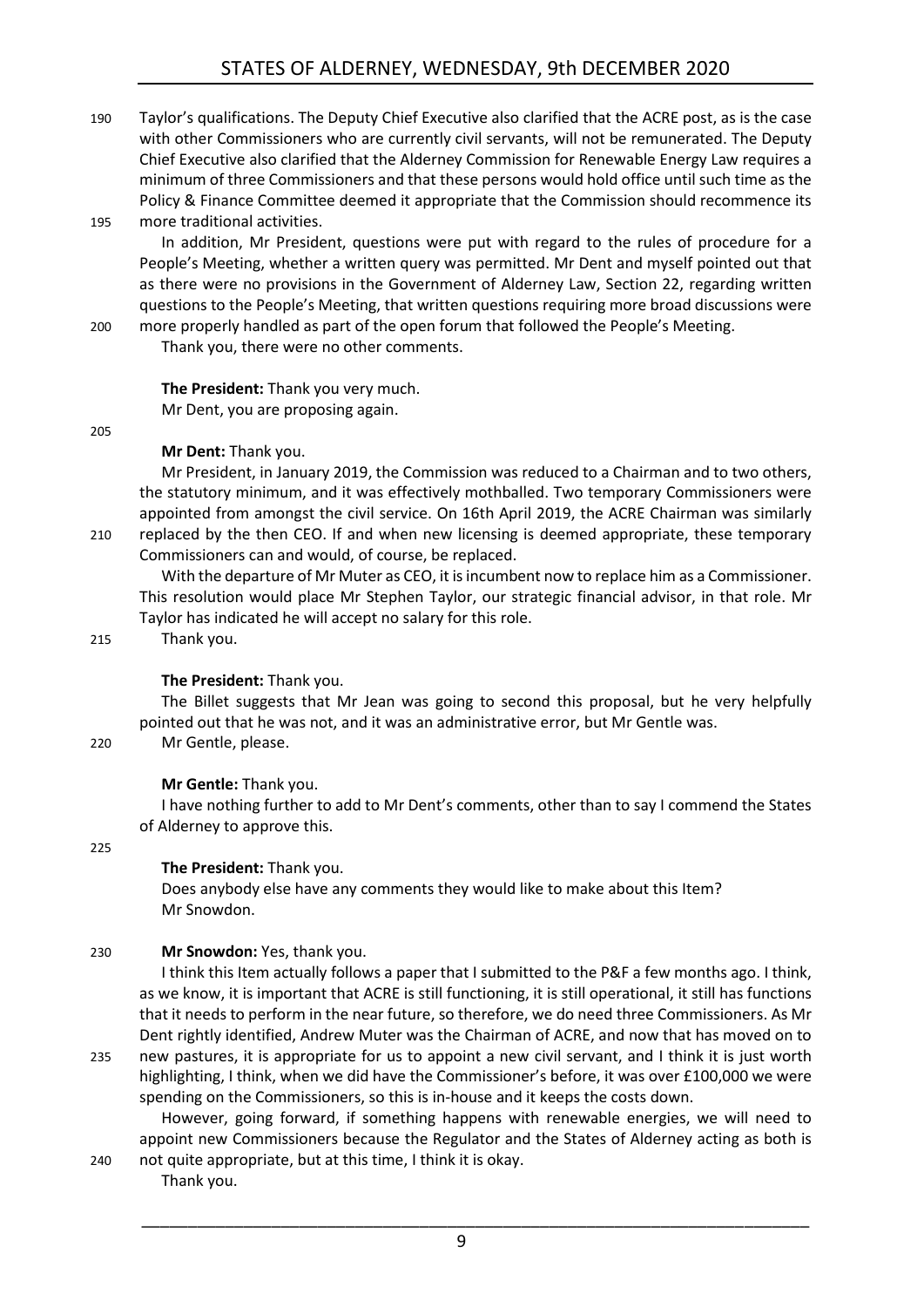Taylor's qualifications. The Deputy Chief Executive also clarified that the ACRE post, as is the case with other Commissioners who are currently civil servants, will not be remunerated. The Deputy Chief Executive also clarified that the Alderney Commission for Renewable Energy Law requires a minimum of three Commissioners and that these persons would hold office until such time as the Policy & Finance Committee deemed it appropriate that the Commission should recommence its more traditional activities.

In addition, Mr President, questions were put with regard to the rules of procedure for a People's Meeting, whether a written query was permitted. Mr Dent and myself pointed out that as there were no provisions in the Government of Alderney Law, Section 22, regarding written questions to the People's Meeting, that written questions requiring more broad discussions were more properly handled as part of the open forum that followed the People's Meeting.

Thank you, there were no other comments.

**The President:** Thank you very much.

Mr Dent, you are proposing again.

**Mr Dent:** Thank you.

Mr President, in January 2019, the Commission was reduced to a Chairman and to two others, the statutory minimum, and it was effectively mothballed. Two temporary Commissioners were appointed from amongst the civil service. On 16th April 2019, the ACRE Chairman was similarly replaced by the then CEO. If and when new licensing is deemed appropriate, these temporary Commissioners can and would, of course, be replaced.

With the departure of Mr Muter as CEO, it is incumbent now to replace him as a Commissioner. This resolution would place Mr Stephen Taylor, our strategic financial advisor, in that role. Mr Taylor has indicated he will accept no salary for this role.

Thank you.

**The President:** Thank you.

The Billet suggests that Mr Jean was going to second this proposal, but he very helpfully pointed out that he was not, and it was an administrative error, but Mr Gentle was.

Mr Gentle, please.

**Mr Gentle:** Thank you.

I have nothing further to add to Mr Dent's comments, other than to say I commend the States of Alderney to approve this.

**The President:** Thank you.

Does anybody else have any comments they would like to make about this Item?

Mr Snowdon.

**Mr Snowdon:** Yes, thank you.

I think this Item actually follows a paper that I submitted to the P&F a few months ago. I think, as we know, it is important that ACRE is still functioning, it is still operational, it still has functions that it needs to perform in the near future, so therefore, we do need three Commissioners. As Mr Dent rightly identified, Andrew Muter was the Chairman of ACRE, and now that has moved on to new pastures, it is appropriate for us to appoint a new civil servant, and I think it is just worth highlighting, I think, when we did have the Commissioner's before, it was over £100,000 we were spending on the Commissioners, so this is in-house and it keeps the costs down.

However, going forward, if something happens with renewable energies, we will need to appoint new Commissioners because the Regulator and the States of Alderney acting as both is not quite appropriate, but at this time, I think it is okay.

Thank you.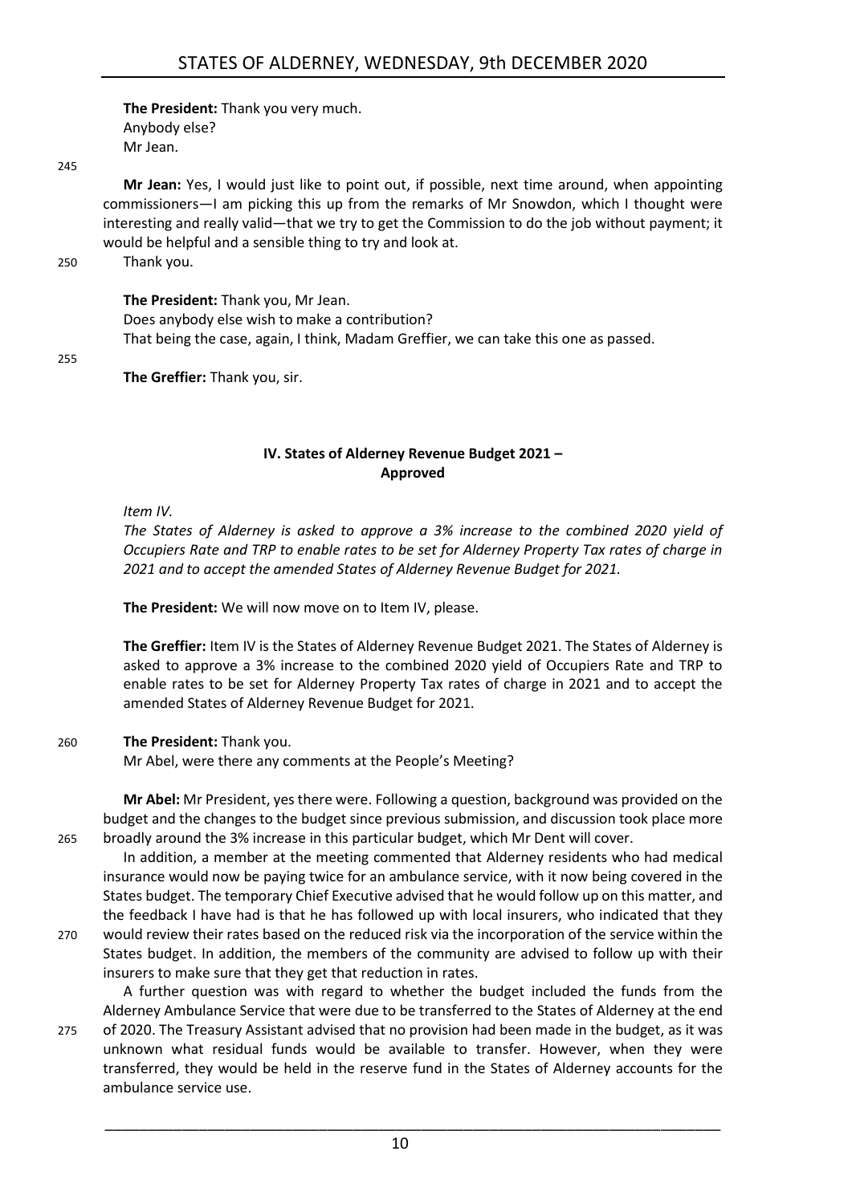**The President:** Thank you very much.
Anybody else?
Mr Jean.

**Mr Jean:** Yes, I would just like to point out, if possible, next time around, when appointing commissioners—I am picking this up from the remarks of Mr Snowdon, which I thought were interesting and really valid—that we try to get the Commission to do the job without payment; it would be helpful and a sensible thing to try and look at.
Thank you.

**The President:** Thank you, Mr Jean.
Does anybody else wish to make a contribution?
That being the case, again, I think, Madam Greffier, we can take this one as passed.

**The Greffier:** Thank you, sir.

## IV. States of Alderney Revenue Budget 2021 – Approved

*Item IV.*

*The States of Alderney is asked to approve a 3% increase to the combined 2020 yield of Occupiers Rate and TRP to enable rates to be set for Alderney Property Tax rates of charge in 2021 and to accept the amended States of Alderney Revenue Budget for 2021.*

**The President:** We will now move on to Item IV, please.

**The Greffier:** Item IV is the States of Alderney Revenue Budget 2021. The States of Alderney is asked to approve a 3% increase to the combined 2020 yield of Occupiers Rate and TRP to enable rates to be set for Alderney Property Tax rates of charge in 2021 and to accept the amended States of Alderney Revenue Budget for 2021.

**The President:** Thank you.
Mr Abel, were there any comments at the People's Meeting?

**Mr Abel:** Mr President, yes there were. Following a question, background was provided on the budget and the changes to the budget since previous submission, and discussion took place more broadly around the 3% increase in this particular budget, which Mr Dent will cover.

In addition, a member at the meeting commented that Alderney residents who had medical insurance would now be paying twice for an ambulance service, with it now being covered in the States budget. The temporary Chief Executive advised that he would follow up on this matter, and the feedback I have had is that he has followed up with local insurers, who indicated that they would review their rates based on the reduced risk via the incorporation of the service within the States budget. In addition, the members of the community are advised to follow up with their insurers to make sure that they get that reduction in rates.

A further question was with regard to whether the budget included the funds from the Alderney Ambulance Service that were due to be transferred to the States of Alderney at the end of 2020. The Treasury Assistant advised that no provision had been made in the budget, as it was unknown what residual funds would be available to transfer. However, when they were transferred, they would be held in the reserve fund in the States of Alderney accounts for the ambulance service use.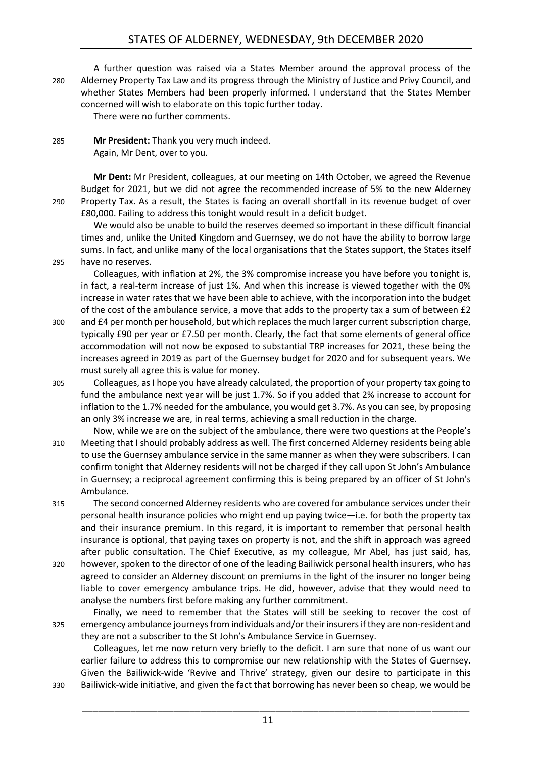A further question was raised via a States Member around the approval process of the Alderney Property Tax Law and its progress through the Ministry of Justice and Privy Council, and whether States Members had been properly informed. I understand that the States Member concerned will wish to elaborate on this topic further today.

There were no further comments.

**Mr President:** Thank you very much indeed.

Again, Mr Dent, over to you.

**Mr Dent:** Mr President, colleagues, at our meeting on 14th October, we agreed the Revenue Budget for 2021, but we did not agree the recommended increase of 5% to the new Alderney Property Tax. As a result, the States is facing an overall shortfall in its revenue budget of over £80,000. Failing to address this tonight would result in a deficit budget.

We would also be unable to build the reserves deemed so important in these difficult financial times and, unlike the United Kingdom and Guernsey, we do not have the ability to borrow large sums. In fact, and unlike many of the local organisations that the States support, the States itself have no reserves.

Colleagues, with inflation at 2%, the 3% compromise increase you have before you tonight is, in fact, a real-term increase of just 1%. And when this increase is viewed together with the 0% increase in water rates that we have been able to achieve, with the incorporation into the budget of the cost of the ambulance service, a move that adds to the property tax a sum of between £2 and £4 per month per household, but which replaces the much larger current subscription charge, typically £90 per year or £7.50 per month. Clearly, the fact that some elements of general office accommodation will not now be exposed to substantial TRP increases for 2021, these being the increases agreed in 2019 as part of the Guernsey budget for 2020 and for subsequent years. We must surely all agree this is value for money.

Colleagues, as I hope you have already calculated, the proportion of your property tax going to fund the ambulance next year will be just 1.7%. So if you added that 2% increase to account for inflation to the 1.7% needed for the ambulance, you would get 3.7%. As you can see, by proposing an only 3% increase we are, in real terms, achieving a small reduction in the charge.

Now, while we are on the subject of the ambulance, there were two questions at the People's Meeting that I should probably address as well. The first concerned Alderney residents being able to use the Guernsey ambulance service in the same manner as when they were subscribers. I can confirm tonight that Alderney residents will not be charged if they call upon St John's Ambulance in Guernsey; a reciprocal agreement confirming this is being prepared by an officer of St John's Ambulance.

The second concerned Alderney residents who are covered for ambulance services under their personal health insurance policies who might end up paying twice—i.e. for both the property tax and their insurance premium. In this regard, it is important to remember that personal health insurance is optional, that paying taxes on property is not, and the shift in approach was agreed after public consultation. The Chief Executive, as my colleague, Mr Abel, has just said, has, however, spoken to the director of one of the leading Bailiwick personal health insurers, who has agreed to consider an Alderney discount on premiums in the light of the insurer no longer being liable to cover emergency ambulance trips. He did, however, advise that they would need to analyse the numbers first before making any further commitment.

Finally, we need to remember that the States will still be seeking to recover the cost of emergency ambulance journeys from individuals and/or their insurers if they are non-resident and they are not a subscriber to the St John's Ambulance Service in Guernsey.

Colleagues, let me now return very briefly to the deficit. I am sure that none of us want our earlier failure to address this to compromise our new relationship with the States of Guernsey. Given the Bailiwick-wide 'Revive and Thrive' strategy, given our desire to participate in this Bailiwick-wide initiative, and given the fact that borrowing has never been so cheap, we would be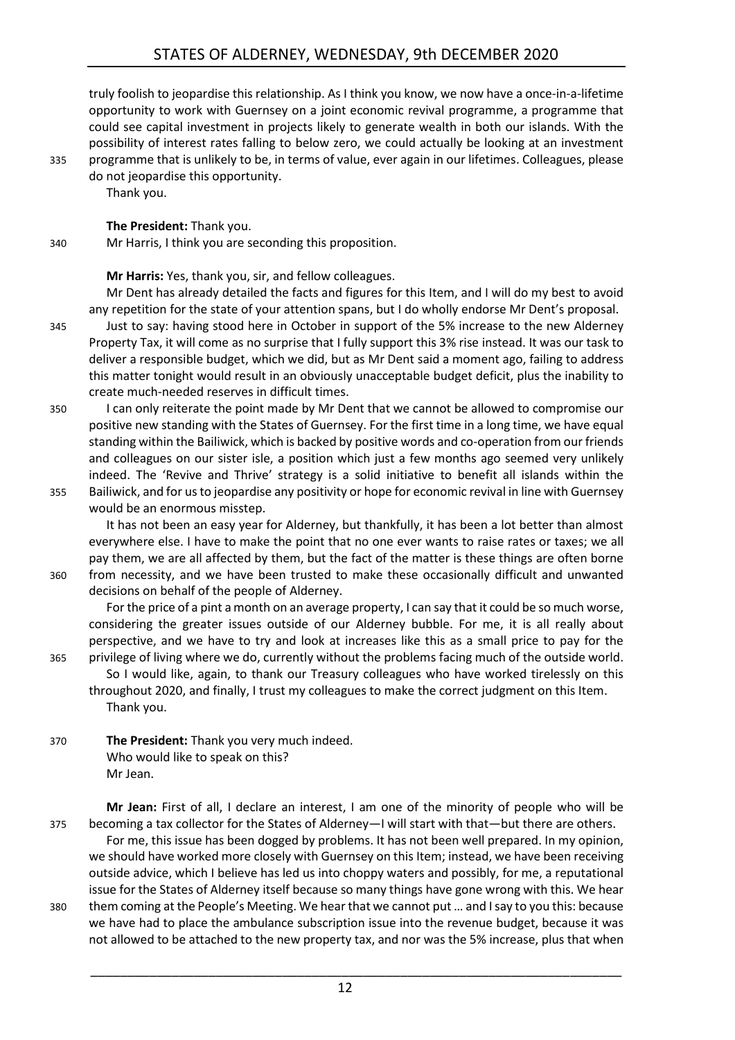truly foolish to jeopardise this relationship. As I think you know, we now have a once-in-a-lifetime opportunity to work with Guernsey on a joint economic revival programme, a programme that could see capital investment in projects likely to generate wealth in both our islands. With the possibility of interest rates falling to below zero, we could actually be looking at an investment programme that is unlikely to be, in terms of value, ever again in our lifetimes. Colleagues, please do not jeopardise this opportunity.

Thank you.

**The President:** Thank you.

Mr Harris, I think you are seconding this proposition.

**Mr Harris:** Yes, thank you, sir, and fellow colleagues.

Mr Dent has already detailed the facts and figures for this Item, and I will do my best to avoid any repetition for the state of your attention spans, but I do wholly endorse Mr Dent's proposal.

Just to say: having stood here in October in support of the 5% increase to the new Alderney Property Tax, it will come as no surprise that I fully support this 3% rise instead. It was our task to deliver a responsible budget, which we did, but as Mr Dent said a moment ago, failing to address this matter tonight would result in an obviously unacceptable budget deficit, plus the inability to create much-needed reserves in difficult times.

I can only reiterate the point made by Mr Dent that we cannot be allowed to compromise our positive new standing with the States of Guernsey. For the first time in a long time, we have equal standing within the Bailiwick, which is backed by positive words and co-operation from our friends and colleagues on our sister isle, a position which just a few months ago seemed very unlikely indeed. The 'Revive and Thrive' strategy is a solid initiative to benefit all islands within the Bailiwick, and for us to jeopardise any positivity or hope for economic revival in line with Guernsey would be an enormous misstep.

It has not been an easy year for Alderney, but thankfully, it has been a lot better than almost everywhere else. I have to make the point that no one ever wants to raise rates or taxes; we all pay them, we are all affected by them, but the fact of the matter is these things are often borne from necessity, and we have been trusted to make these occasionally difficult and unwanted decisions on behalf of the people of Alderney.

For the price of a pint a month on an average property, I can say that it could be so much worse, considering the greater issues outside of our Alderney bubble. For me, it is all really about perspective, and we have to try and look at increases like this as a small price to pay for the privilege of living where we do, currently without the problems facing much of the outside world.

So I would like, again, to thank our Treasury colleagues who have worked tirelessly on this throughout 2020, and finally, I trust my colleagues to make the correct judgment on this Item.

Thank you.

**The President:** Thank you very much indeed.

Who would like to speak on this?

Mr Jean.

**Mr Jean:** First of all, I declare an interest, I am one of the minority of people who will be becoming a tax collector for the States of Alderney—I will start with that—but there are others.

For me, this issue has been dogged by problems. It has not been well prepared. In my opinion, we should have worked more closely with Guernsey on this Item; instead, we have been receiving outside advice, which I believe has led us into choppy waters and possibly, for me, a reputational issue for the States of Alderney itself because so many things have gone wrong with this. We hear them coming at the People's Meeting. We hear that we cannot put … and I say to you this: because we have had to place the ambulance subscription issue into the revenue budget, because it was not allowed to be attached to the new property tax, and nor was the 5% increase, plus that when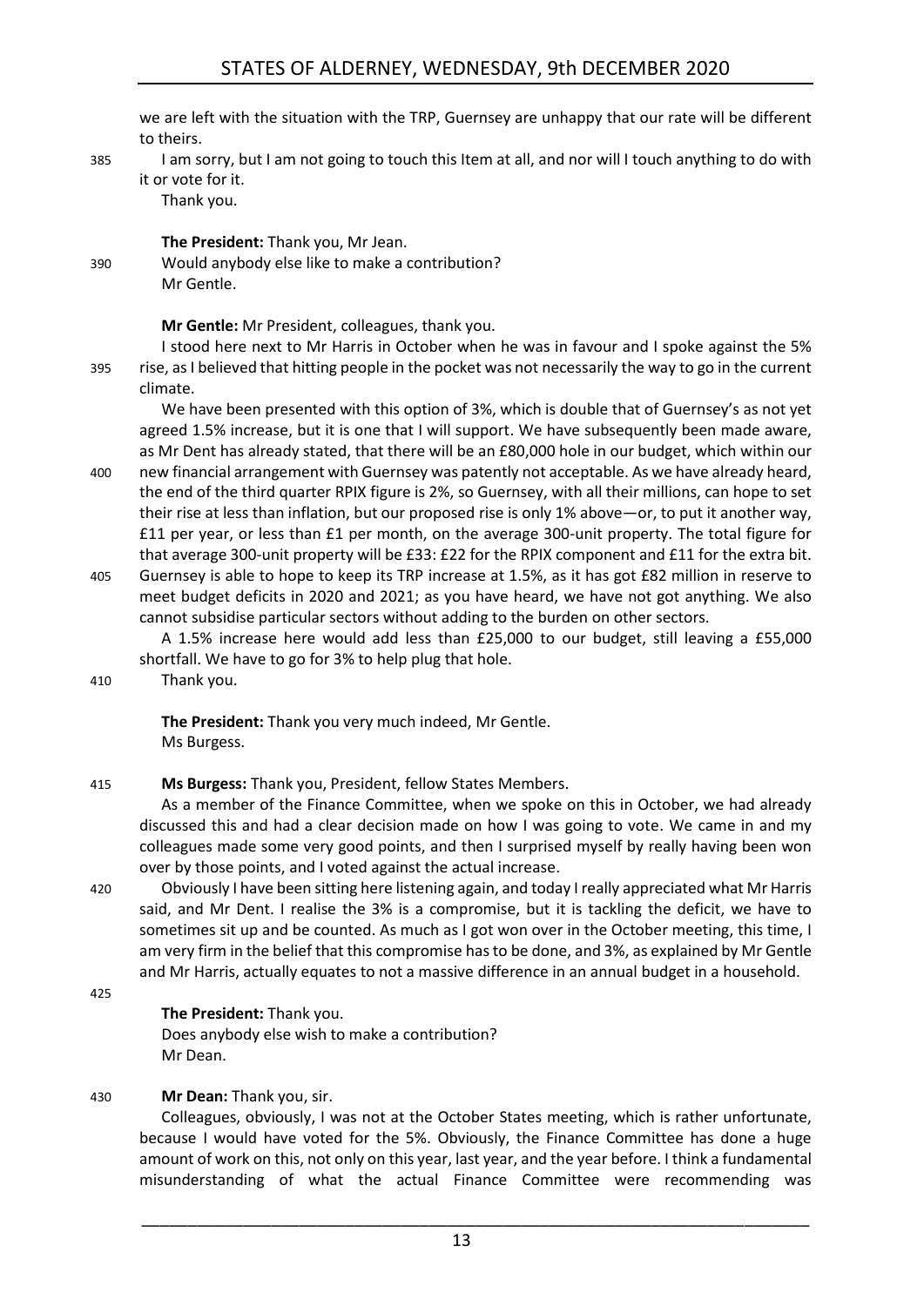we are left with the situation with the TRP, Guernsey are unhappy that our rate will be different to theirs.

385 I am sorry, but I am not going to touch this Item at all, and nor will I touch anything to do with it or vote for it.

Thank you.

**The President:** Thank you, Mr Jean.

390 Would anybody else like to make a contribution?

Mr Gentle.

**Mr Gentle:** Mr President, colleagues, thank you.

I stood here next to Mr Harris in October when he was in favour and I spoke against the 5%

395 rise, as I believed that hitting people in the pocket was not necessarily the way to go in the current climate.

We have been presented with this option of 3%, which is double that of Guernsey's as not yet agreed 1.5% increase, but it is one that I will support. We have subsequently been made aware, as Mr Dent has already stated, that there will be an £80,000 hole in our budget, which within our

400 new financial arrangement with Guernsey was patently not acceptable. As we have already heard, the end of the third quarter RPIX figure is 2%, so Guernsey, with all their millions, can hope to set their rise at less than inflation, but our proposed rise is only 1% above—or, to put it another way, £11 per year, or less than £1 per month, on the average 300-unit property. The total figure for that average 300-unit property will be £33: £22 for the RPIX component and £11 for the extra bit.

405 Guernsey is able to hope to keep its TRP increase at 1.5%, as it has got £82 million in reserve to meet budget deficits in 2020 and 2021; as you have heard, we have not got anything. We also cannot subsidise particular sectors without adding to the burden on other sectors.

A 1.5% increase here would add less than £25,000 to our budget, still leaving a £55,000 shortfall. We have to go for 3% to help plug that hole.

410 Thank you.

**The President:** Thank you very much indeed, Mr Gentle.

Ms Burgess.

415 **Ms Burgess:** Thank you, President, fellow States Members.

As a member of the Finance Committee, when we spoke on this in October, we had already discussed this and had a clear decision made on how I was going to vote. We came in and my colleagues made some very good points, and then I surprised myself by really having been won over by those points, and I voted against the actual increase.

420 Obviously I have been sitting here listening again, and today I really appreciated what Mr Harris said, and Mr Dent. I realise the 3% is a compromise, but it is tackling the deficit, we have to sometimes sit up and be counted. As much as I got won over in the October meeting, this time, I am very firm in the belief that this compromise has to be done, and 3%, as explained by Mr Gentle and Mr Harris, actually equates to not a massive difference in an annual budget in a household.

425

**The President:** Thank you.

Does anybody else wish to make a contribution?

Mr Dean.

430 **Mr Dean:** Thank you, sir.

Colleagues, obviously, I was not at the October States meeting, which is rather unfortunate, because I would have voted for the 5%. Obviously, the Finance Committee has done a huge amount of work on this, not only on this year, last year, and the year before. I think a fundamental misunderstanding of what the actual Finance Committee were recommending was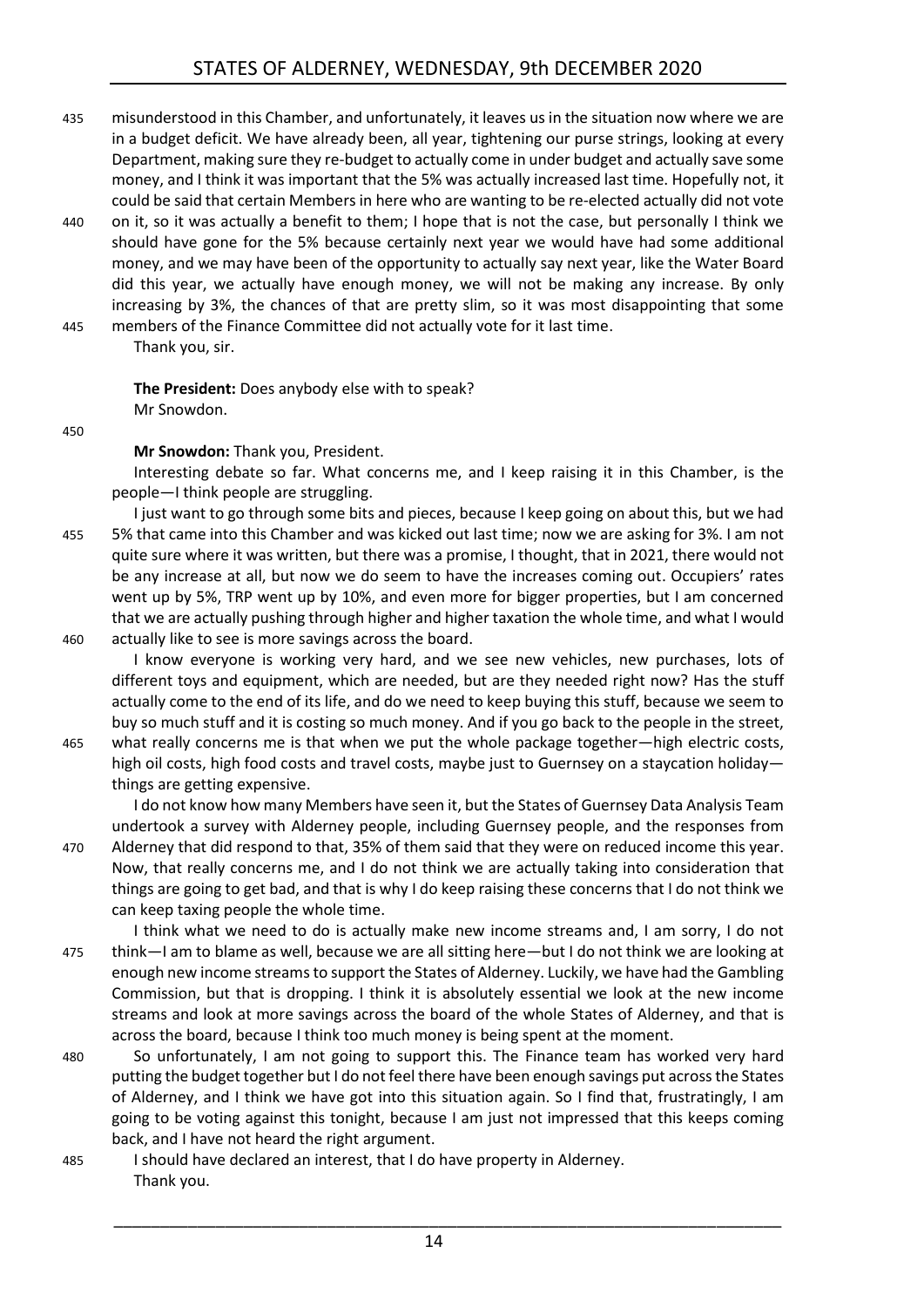misunderstood in this Chamber, and unfortunately, it leaves us in the situation now where we are in a budget deficit. We have already been, all year, tightening our purse strings, looking at every Department, making sure they re-budget to actually come in under budget and actually save some money, and I think it was important that the 5% was actually increased last time. Hopefully not, it could be said that certain Members in here who are wanting to be re-elected actually did not vote on it, so it was actually a benefit to them; I hope that is not the case, but personally I think we should have gone for the 5% because certainly next year we would have had some additional money, and we may have been of the opportunity to actually say next year, like the Water Board did this year, we actually have enough money, we will not be making any increase. By only increasing by 3%, the chances of that are pretty slim, so it was most disappointing that some members of the Finance Committee did not actually vote for it last time.

Thank you, sir.

**The President:** Does anybody else with to speak?

Mr Snowdon.

**Mr Snowdon:** Thank you, President.

Interesting debate so far. What concerns me, and I keep raising it in this Chamber, is the people—I think people are struggling.

I just want to go through some bits and pieces, because I keep going on about this, but we had 5% that came into this Chamber and was kicked out last time; now we are asking for 3%. I am not quite sure where it was written, but there was a promise, I thought, that in 2021, there would not be any increase at all, but now we do seem to have the increases coming out. Occupiers' rates went up by 5%, TRP went up by 10%, and even more for bigger properties, but I am concerned that we are actually pushing through higher and higher taxation the whole time, and what I would actually like to see is more savings across the board.

I know everyone is working very hard, and we see new vehicles, new purchases, lots of different toys and equipment, which are needed, but are they needed right now? Has the stuff actually come to the end of its life, and do we need to keep buying this stuff, because we seem to buy so much stuff and it is costing so much money. And if you go back to the people in the street, what really concerns me is that when we put the whole package together—high electric costs, high oil costs, high food costs and travel costs, maybe just to Guernsey on a staycation holiday—things are getting expensive.

I do not know how many Members have seen it, but the States of Guernsey Data Analysis Team undertook a survey with Alderney people, including Guernsey people, and the responses from Alderney that did respond to that, 35% of them said that they were on reduced income this year. Now, that really concerns me, and I do not think we are actually taking into consideration that things are going to get bad, and that is why I do keep raising these concerns that I do not think we can keep taxing people the whole time.

I think what we need to do is actually make new income streams and, I am sorry, I do not think—I am to blame as well, because we are all sitting here—but I do not think we are looking at enough new income streams to support the States of Alderney. Luckily, we have had the Gambling Commission, but that is dropping. I think it is absolutely essential we look at the new income streams and look at more savings across the board of the whole States of Alderney, and that is across the board, because I think too much money is being spent at the moment.

So unfortunately, I am not going to support this. The Finance team has worked very hard putting the budget together but I do not feel there have been enough savings put across the States of Alderney, and I think we have got into this situation again. So I find that, frustratingly, I am going to be voting against this tonight, because I am just not impressed that this keeps coming back, and I have not heard the right argument.

I should have declared an interest, that I do have property in Alderney.

Thank you.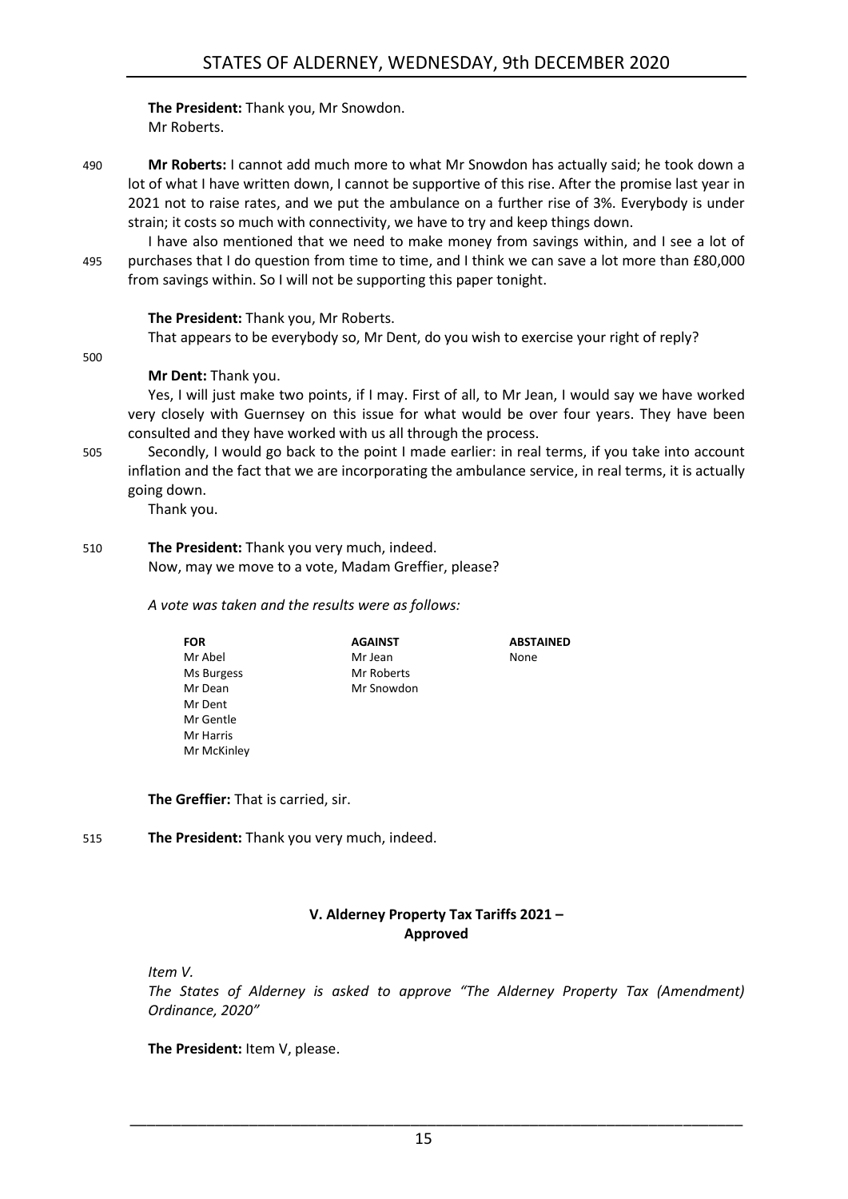**The President:** Thank you, Mr Snowdon.
Mr Roberts.

490 **Mr Roberts:** I cannot add much more to what Mr Snowdon has actually said; he took down a lot of what I have written down, I cannot be supportive of this rise. After the promise last year in 2021 not to raise rates, and we put the ambulance on a further rise of 3%. Everybody is under strain; it costs so much with connectivity, we have to try and keep things down.

I have also mentioned that we need to make money from savings within, and I see a lot of 495 purchases that I do question from time to time, and I think we can save a lot more than £80,000 from savings within. So I will not be supporting this paper tonight.

**The President:** Thank you, Mr Roberts.

That appears to be everybody so, Mr Dent, do you wish to exercise your right of reply?

500

**Mr Dent:** Thank you.

Yes, I will just make two points, if I may. First of all, to Mr Jean, I would say we have worked very closely with Guernsey on this issue for what would be over four years. They have been consulted and they have worked with us all through the process.

505 Secondly, I would go back to the point I made earlier: in real terms, if you take into account inflation and the fact that we are incorporating the ambulance service, in real terms, it is actually going down.

Thank you.

510 **The President:** Thank you very much, indeed.

Now, may we move to a vote, Madam Greffier, please?

*A vote was taken and the results were as follows:*

| **FOR** | **AGAINST** | **ABSTAINED** |
|---|---|---|
| Mr Abel | Mr Jean | None |
| Ms Burgess | Mr Roberts | |
| Mr Dean | Mr Snowdon | |
| Mr Dent | | |
| Mr Gentle | | |
| Mr Harris | | |
| Mr McKinley | | |

**The Greffier:** That is carried, sir.

515 **The President:** Thank you very much, indeed.

## V. Alderney Property Tax Tariffs 2021 – Approved

*Item V.*

*The States of Alderney is asked to approve "The Alderney Property Tax (Amendment) Ordinance, 2020"*

**The President:** Item V, please.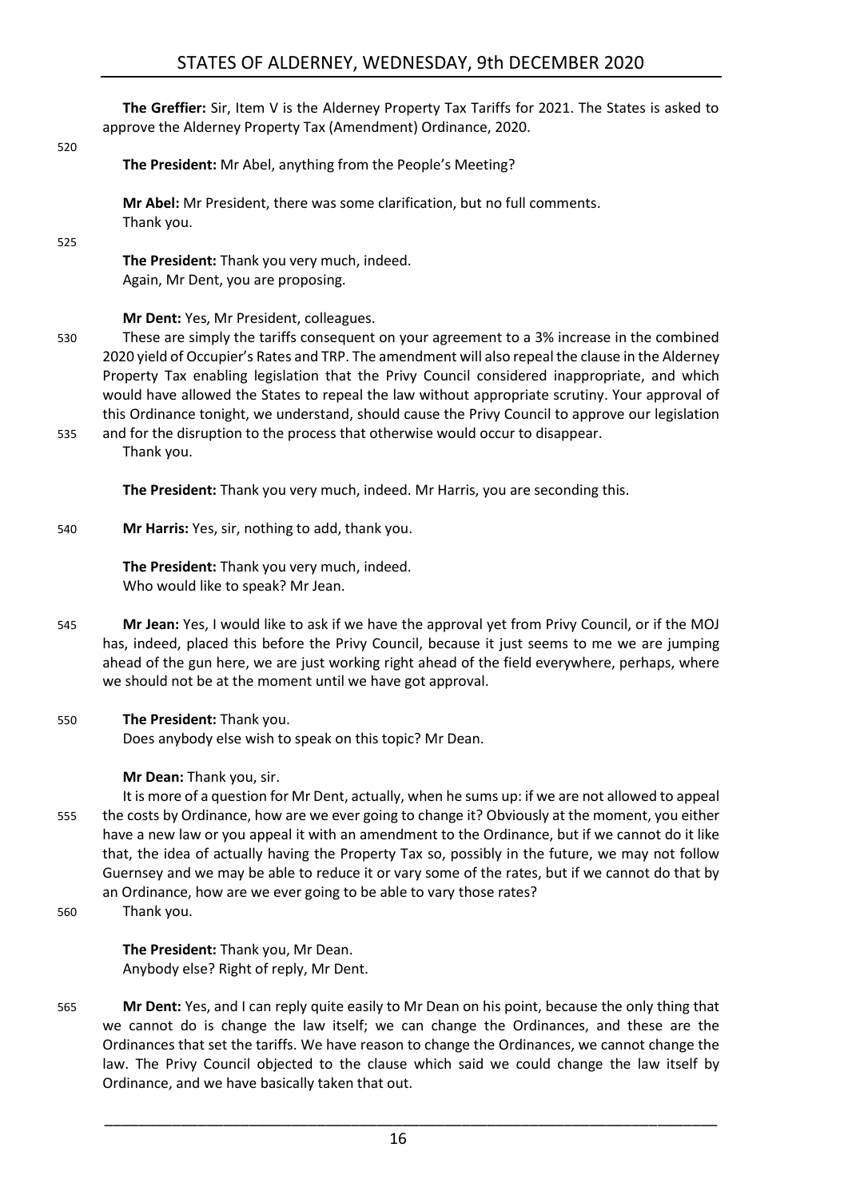**The Greffier:** Sir, Item V is the Alderney Property Tax Tariffs for 2021. The States is asked to approve the Alderney Property Tax (Amendment) Ordinance, 2020.

**The President:** Mr Abel, anything from the People's Meeting?

**Mr Abel:** Mr President, there was some clarification, but no full comments.
Thank you.

**The President:** Thank you very much, indeed.
Again, Mr Dent, you are proposing.

**Mr Dent:** Yes, Mr President, colleagues.

These are simply the tariffs consequent on your agreement to a 3% increase in the combined 2020 yield of Occupier's Rates and TRP. The amendment will also repeal the clause in the Alderney Property Tax enabling legislation that the Privy Council considered inappropriate, and which would have allowed the States to repeal the law without appropriate scrutiny. Your approval of this Ordinance tonight, we understand, should cause the Privy Council to approve our legislation and for the disruption to the process that otherwise would occur to disappear.

Thank you.

**The President:** Thank you very much, indeed. Mr Harris, you are seconding this.

**Mr Harris:** Yes, sir, nothing to add, thank you.

**The President:** Thank you very much, indeed.
Who would like to speak? Mr Jean.

**Mr Jean:** Yes, I would like to ask if we have the approval yet from Privy Council, or if the MOJ has, indeed, placed this before the Privy Council, because it just seems to me we are jumping ahead of the gun here, we are just working right ahead of the field everywhere, perhaps, where we should not be at the moment until we have got approval.

**The President:** Thank you.
Does anybody else wish to speak on this topic? Mr Dean.

**Mr Dean:** Thank you, sir.

It is more of a question for Mr Dent, actually, when he sums up: if we are not allowed to appeal the costs by Ordinance, how are we ever going to change it? Obviously at the moment, you either have a new law or you appeal it with an amendment to the Ordinance, but if we cannot do it like that, the idea of actually having the Property Tax so, possibly in the future, we may not follow Guernsey and we may be able to reduce it or vary some of the rates, but if we cannot do that by an Ordinance, how are we ever going to be able to vary those rates?

Thank you.

**The President:** Thank you, Mr Dean.
Anybody else? Right of reply, Mr Dent.

**Mr Dent:** Yes, and I can reply quite easily to Mr Dean on his point, because the only thing that we cannot do is change the law itself; we can change the Ordinances, and these are the Ordinances that set the tariffs. We have reason to change the Ordinances, we cannot change the law. The Privy Council objected to the clause which said we could change the law itself by Ordinance, and we have basically taken that out.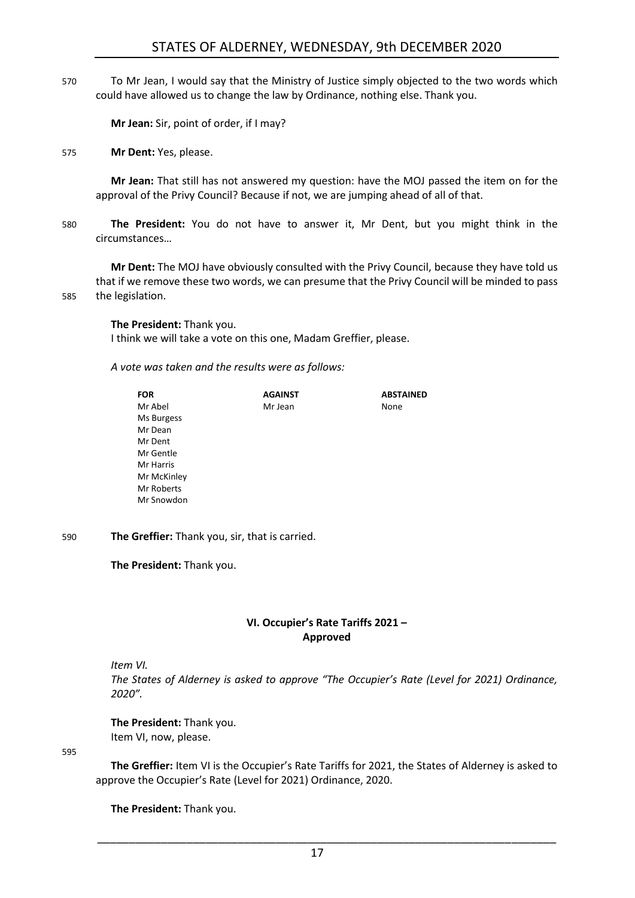570 To Mr Jean, I would say that the Ministry of Justice simply objected to the two words which could have allowed us to change the law by Ordinance, nothing else. Thank you.

**Mr Jean:** Sir, point of order, if I may?

575 **Mr Dent:** Yes, please.

**Mr Jean:** That still has not answered my question: have the MOJ passed the item on for the approval of the Privy Council? Because if not, we are jumping ahead of all of that.

580 **The President:** You do not have to answer it, Mr Dent, but you might think in the circumstances…

**Mr Dent:** The MOJ have obviously consulted with the Privy Council, because they have told us that if we remove these two words, we can presume that the Privy Council will be minded to pass 585 the legislation.

**The President:** Thank you.
I think we will take a vote on this one, Madam Greffier, please.

*A vote was taken and the results were as follows:*

| FOR | AGAINST | ABSTAINED |
|---|---|---|
| Mr Abel | Mr Jean | None |
| Ms Burgess | | |
| Mr Dean | | |
| Mr Dent | | |
| Mr Gentle | | |
| Mr Harris | | |
| Mr McKinley | | |
| Mr Roberts | | |
| Mr Snowdon | | |

590 **The Greffier:** Thank you, sir, that is carried.

**The President:** Thank you.

## VI. Occupier's Rate Tariffs 2021 – Approved

*Item VI.*
*The States of Alderney is asked to approve "The Occupier's Rate (Level for 2021) Ordinance, 2020".*

**The President:** Thank you.
Item VI, now, please.

595

**The Greffier:** Item VI is the Occupier's Rate Tariffs for 2021, the States of Alderney is asked to approve the Occupier's Rate (Level for 2021) Ordinance, 2020.

**The President:** Thank you.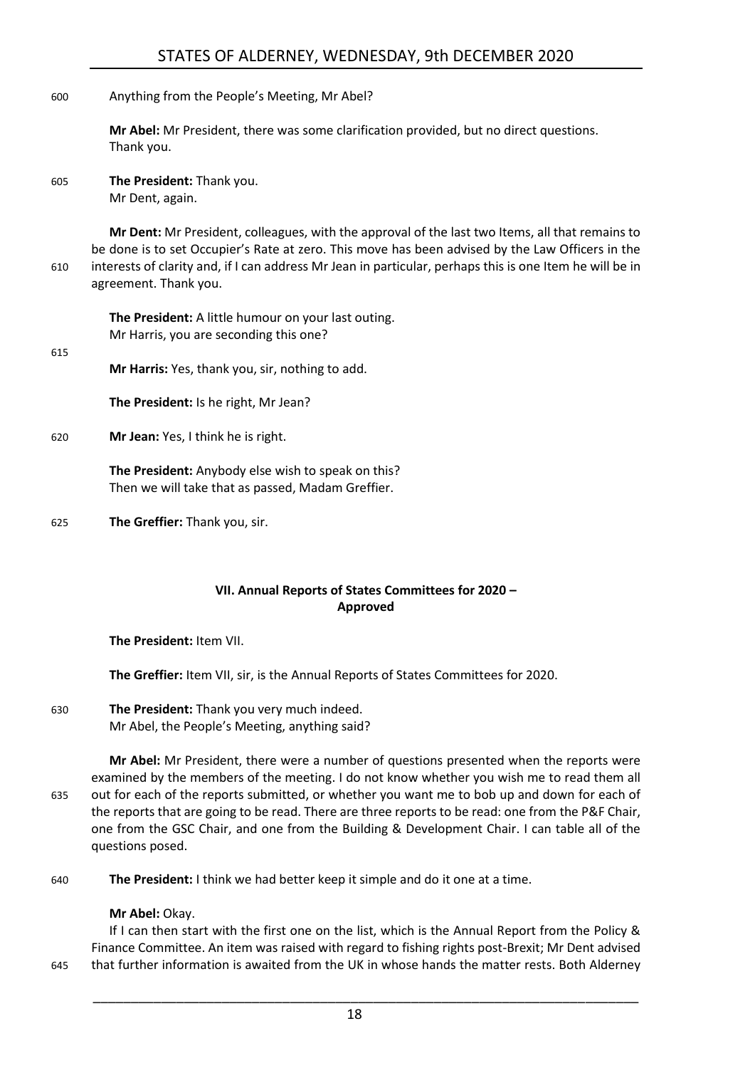Anything from the People's Meeting, Mr Abel?

**Mr Abel:** Mr President, there was some clarification provided, but no direct questions. Thank you.

**The President:** Thank you.
Mr Dent, again.

**Mr Dent:** Mr President, colleagues, with the approval of the last two Items, all that remains to be done is to set Occupier's Rate at zero. This move has been advised by the Law Officers in the interests of clarity and, if I can address Mr Jean in particular, perhaps this is one Item he will be in agreement. Thank you.

**The President:** A little humour on your last outing.
Mr Harris, you are seconding this one?

**Mr Harris:** Yes, thank you, sir, nothing to add.

**The President:** Is he right, Mr Jean?

**Mr Jean:** Yes, I think he is right.

**The President:** Anybody else wish to speak on this?
Then we will take that as passed, Madam Greffier.

**The Greffier:** Thank you, sir.

## VII. Annual Reports of States Committees for 2020 – Approved

**The President:** Item VII.

**The Greffier:** Item VII, sir, is the Annual Reports of States Committees for 2020.

**The President:** Thank you very much indeed.
Mr Abel, the People's Meeting, anything said?

**Mr Abel:** Mr President, there were a number of questions presented when the reports were examined by the members of the meeting. I do not know whether you wish me to read them all out for each of the reports submitted, or whether you want me to bob up and down for each of the reports that are going to be read. There are three reports to be read: one from the P&F Chair, one from the GSC Chair, and one from the Building & Development Chair. I can table all of the questions posed.

**The President:** I think we had better keep it simple and do it one at a time.

**Mr Abel:** Okay.

If I can then start with the first one on the list, which is the Annual Report from the Policy & Finance Committee. An item was raised with regard to fishing rights post-Brexit; Mr Dent advised that further information is awaited from the UK in whose hands the matter rests. Both Alderney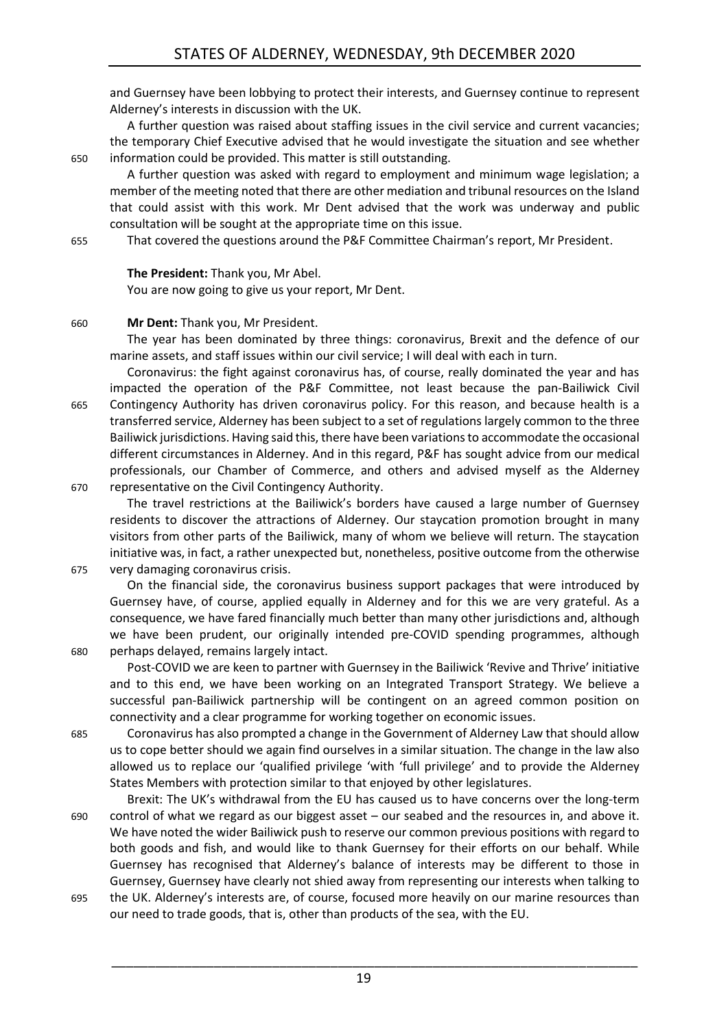and Guernsey have been lobbying to protect their interests, and Guernsey continue to represent Alderney's interests in discussion with the UK.

A further question was raised about staffing issues in the civil service and current vacancies; the temporary Chief Executive advised that he would investigate the situation and see whether information could be provided. This matter is still outstanding.

A further question was asked with regard to employment and minimum wage legislation; a member of the meeting noted that there are other mediation and tribunal resources on the Island that could assist with this work. Mr Dent advised that the work was underway and public consultation will be sought at the appropriate time on this issue.

That covered the questions around the P&F Committee Chairman's report, Mr President.

**The President:** Thank you, Mr Abel.

You are now going to give us your report, Mr Dent.

**Mr Dent:** Thank you, Mr President.

The year has been dominated by three things: coronavirus, Brexit and the defence of our marine assets, and staff issues within our civil service; I will deal with each in turn.

Coronavirus: the fight against coronavirus has, of course, really dominated the year and has impacted the operation of the P&F Committee, not least because the pan-Bailiwick Civil Contingency Authority has driven coronavirus policy. For this reason, and because health is a transferred service, Alderney has been subject to a set of regulations largely common to the three Bailiwick jurisdictions. Having said this, there have been variations to accommodate the occasional different circumstances in Alderney. And in this regard, P&F has sought advice from our medical professionals, our Chamber of Commerce, and others and advised myself as the Alderney representative on the Civil Contingency Authority.

The travel restrictions at the Bailiwick's borders have caused a large number of Guernsey residents to discover the attractions of Alderney. Our staycation promotion brought in many visitors from other parts of the Bailiwick, many of whom we believe will return. The staycation initiative was, in fact, a rather unexpected but, nonetheless, positive outcome from the otherwise very damaging coronavirus crisis.

On the financial side, the coronavirus business support packages that were introduced by Guernsey have, of course, applied equally in Alderney and for this we are very grateful. As a consequence, we have fared financially much better than many other jurisdictions and, although we have been prudent, our originally intended pre-COVID spending programmes, although perhaps delayed, remains largely intact.

Post-COVID we are keen to partner with Guernsey in the Bailiwick 'Revive and Thrive' initiative and to this end, we have been working on an Integrated Transport Strategy. We believe a successful pan-Bailiwick partnership will be contingent on an agreed common position on connectivity and a clear programme for working together on economic issues.

Coronavirus has also prompted a change in the Government of Alderney Law that should allow us to cope better should we again find ourselves in a similar situation. The change in the law also allowed us to replace our 'qualified privilege 'with 'full privilege' and to provide the Alderney States Members with protection similar to that enjoyed by other legislatures.

Brexit: The UK's withdrawal from the EU has caused us to have concerns over the long-term control of what we regard as our biggest asset – our seabed and the resources in, and above it. We have noted the wider Bailiwick push to reserve our common previous positions with regard to both goods and fish, and would like to thank Guernsey for their efforts on our behalf. While Guernsey has recognised that Alderney's balance of interests may be different to those in Guernsey, Guernsey have clearly not shied away from representing our interests when talking to the UK. Alderney's interests are, of course, focused more heavily on our marine resources than our need to trade goods, that is, other than products of the sea, with the EU.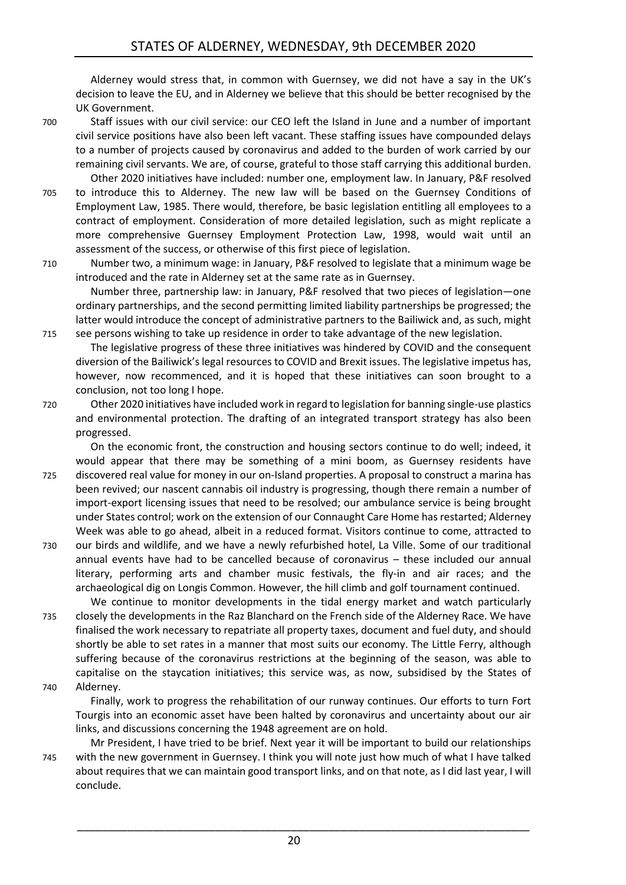Alderney would stress that, in common with Guernsey, we did not have a say in the UK's decision to leave the EU, and in Alderney we believe that this should be better recognised by the UK Government.

Staff issues with our civil service: our CEO left the Island in June and a number of important civil service positions have also been left vacant. These staffing issues have compounded delays to a number of projects caused by coronavirus and added to the burden of work carried by our remaining civil servants. We are, of course, grateful to those staff carrying this additional burden.

Other 2020 initiatives have included: number one, employment law. In January, P&F resolved to introduce this to Alderney. The new law will be based on the Guernsey Conditions of Employment Law, 1985. There would, therefore, be basic legislation entitling all employees to a contract of employment. Consideration of more detailed legislation, such as might replicate a more comprehensive Guernsey Employment Protection Law, 1998, would wait until an assessment of the success, or otherwise of this first piece of legislation.

Number two, a minimum wage: in January, P&F resolved to legislate that a minimum wage be introduced and the rate in Alderney set at the same rate as in Guernsey.

Number three, partnership law: in January, P&F resolved that two pieces of legislation—one ordinary partnerships, and the second permitting limited liability partnerships be progressed; the latter would introduce the concept of administrative partners to the Bailiwick and, as such, might see persons wishing to take up residence in order to take advantage of the new legislation.

The legislative progress of these three initiatives was hindered by COVID and the consequent diversion of the Bailiwick's legal resources to COVID and Brexit issues. The legislative impetus has, however, now recommenced, and it is hoped that these initiatives can soon brought to a conclusion, not too long I hope.

Other 2020 initiatives have included work in regard to legislation for banning single-use plastics and environmental protection. The drafting of an integrated transport strategy has also been progressed.

On the economic front, the construction and housing sectors continue to do well; indeed, it would appear that there may be something of a mini boom, as Guernsey residents have discovered real value for money in our on-Island properties. A proposal to construct a marina has been revived; our nascent cannabis oil industry is progressing, though there remain a number of import-export licensing issues that need to be resolved; our ambulance service is being brought under States control; work on the extension of our Connaught Care Home has restarted; Alderney Week was able to go ahead, albeit in a reduced format. Visitors continue to come, attracted to our birds and wildlife, and we have a newly refurbished hotel, La Ville. Some of our traditional annual events have had to be cancelled because of coronavirus – these included our annual literary, performing arts and chamber music festivals, the fly-in and air races; and the archaeological dig on Longis Common. However, the hill climb and golf tournament continued.

We continue to monitor developments in the tidal energy market and watch particularly closely the developments in the Raz Blanchard on the French side of the Alderney Race. We have finalised the work necessary to repatriate all property taxes, document and fuel duty, and should shortly be able to set rates in a manner that most suits our economy. The Little Ferry, although suffering because of the coronavirus restrictions at the beginning of the season, was able to capitalise on the staycation initiatives; this service was, as now, subsidised by the States of Alderney.

Finally, work to progress the rehabilitation of our runway continues. Our efforts to turn Fort Tourgis into an economic asset have been halted by coronavirus and uncertainty about our air links, and discussions concerning the 1948 agreement are on hold.

Mr President, I have tried to be brief. Next year it will be important to build our relationships with the new government in Guernsey. I think you will note just how much of what I have talked about requires that we can maintain good transport links, and on that note, as I did last year, I will conclude.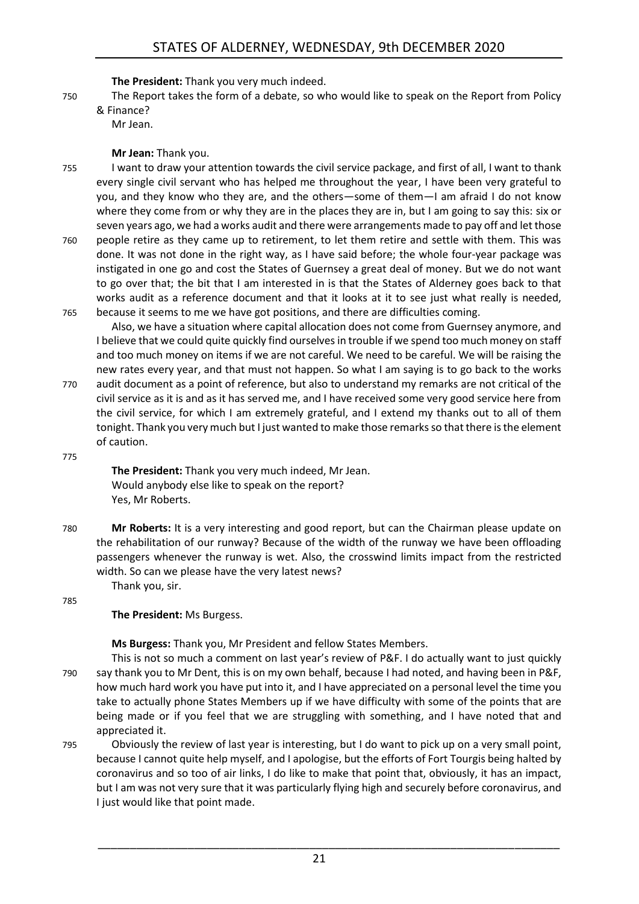**The President:** Thank you very much indeed.

The Report takes the form of a debate, so who would like to speak on the Report from Policy & Finance?

Mr Jean.

**Mr Jean:** Thank you.

I want to draw your attention towards the civil service package, and first of all, I want to thank every single civil servant who has helped me throughout the year, I have been very grateful to you, and they know who they are, and the others—some of them—I am afraid I do not know where they come from or why they are in the places they are in, but I am going to say this: six or seven years ago, we had a works audit and there were arrangements made to pay off and let those people retire as they came up to retirement, to let them retire and settle with them. This was done. It was not done in the right way, as I have said before; the whole four-year package was instigated in one go and cost the States of Guernsey a great deal of money. But we do not want to go over that; the bit that I am interested in is that the States of Alderney goes back to that works audit as a reference document and that it looks at it to see just what really is needed, because it seems to me we have got positions, and there are difficulties coming.

Also, we have a situation where capital allocation does not come from Guernsey anymore, and I believe that we could quite quickly find ourselves in trouble if we spend too much money on staff and too much money on items if we are not careful. We need to be careful. We will be raising the new rates every year, and that must not happen. So what I am saying is to go back to the works audit document as a point of reference, but also to understand my remarks are not critical of the civil service as it is and as it has served me, and I have received some very good service here from the civil service, for which I am extremely grateful, and I extend my thanks out to all of them tonight. Thank you very much but I just wanted to make those remarks so that there is the element of caution.

**The President:** Thank you very much indeed, Mr Jean.

Would anybody else like to speak on the report?

Yes, Mr Roberts.

**Mr Roberts:** It is a very interesting and good report, but can the Chairman please update on the rehabilitation of our runway? Because of the width of the runway we have been offloading passengers whenever the runway is wet. Also, the crosswind limits impact from the restricted width. So can we please have the very latest news?

Thank you, sir.

**The President:** Ms Burgess.

**Ms Burgess:** Thank you, Mr President and fellow States Members.

This is not so much a comment on last year's review of P&F. I do actually want to just quickly say thank you to Mr Dent, this is on my own behalf, because I had noted, and having been in P&F, how much hard work you have put into it, and I have appreciated on a personal level the time you take to actually phone States Members up if we have difficulty with some of the points that are being made or if you feel that we are struggling with something, and I have noted that and appreciated it.

Obviously the review of last year is interesting, but I do want to pick up on a very small point, because I cannot quite help myself, and I apologise, but the efforts of Fort Tourgis being halted by coronavirus and so too of air links, I do like to make that point that, obviously, it has an impact, but I am was not very sure that it was particularly flying high and securely before coronavirus, and I just would like that point made.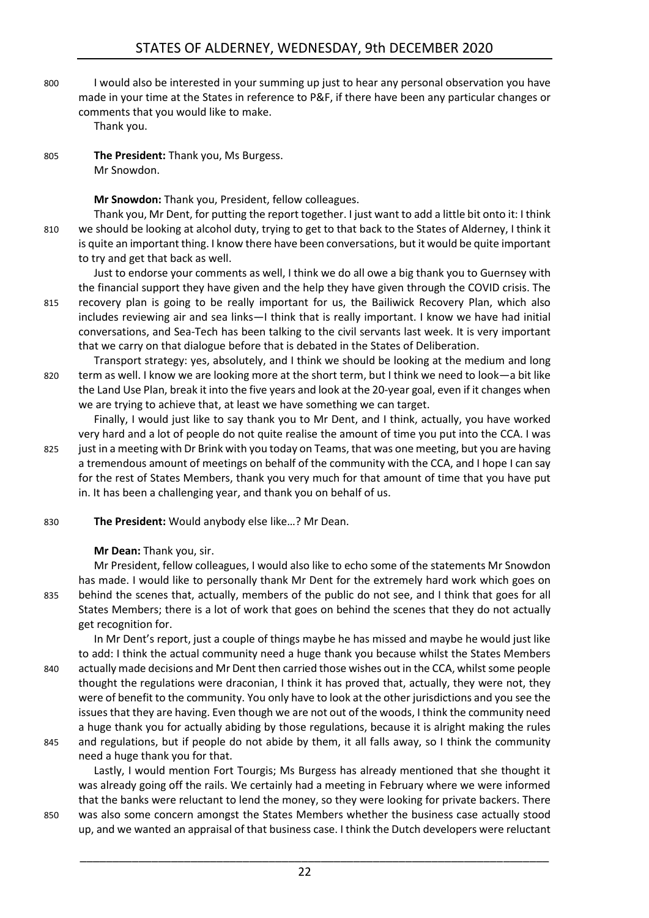I would also be interested in your summing up just to hear any personal observation you have made in your time at the States in reference to P&F, if there have been any particular changes or comments that you would like to make.

Thank you.

**The President:** Thank you, Ms Burgess.

Mr Snowdon.

**Mr Snowdon:** Thank you, President, fellow colleagues.

Thank you, Mr Dent, for putting the report together. I just want to add a little bit onto it: I think we should be looking at alcohol duty, trying to get to that back to the States of Alderney, I think it is quite an important thing. I know there have been conversations, but it would be quite important to try and get that back as well.

Just to endorse your comments as well, I think we do all owe a big thank you to Guernsey with the financial support they have given and the help they have given through the COVID crisis. The recovery plan is going to be really important for us, the Bailiwick Recovery Plan, which also includes reviewing air and sea links—I think that is really important. I know we have had initial conversations, and Sea-Tech has been talking to the civil servants last week. It is very important that we carry on that dialogue before that is debated in the States of Deliberation.

Transport strategy: yes, absolutely, and I think we should be looking at the medium and long term as well. I know we are looking more at the short term, but I think we need to look—a bit like the Land Use Plan, break it into the five years and look at the 20-year goal, even if it changes when we are trying to achieve that, at least we have something we can target.

Finally, I would just like to say thank you to Mr Dent, and I think, actually, you have worked very hard and a lot of people do not quite realise the amount of time you put into the CCA. I was just in a meeting with Dr Brink with you today on Teams, that was one meeting, but you are having a tremendous amount of meetings on behalf of the community with the CCA, and I hope I can say for the rest of States Members, thank you very much for that amount of time that you have put in. It has been a challenging year, and thank you on behalf of us.

**The President:** Would anybody else like…? Mr Dean.

**Mr Dean:** Thank you, sir.

Mr President, fellow colleagues, I would also like to echo some of the statements Mr Snowdon has made. I would like to personally thank Mr Dent for the extremely hard work which goes on behind the scenes that, actually, members of the public do not see, and I think that goes for all States Members; there is a lot of work that goes on behind the scenes that they do not actually get recognition for.

In Mr Dent's report, just a couple of things maybe he has missed and maybe he would just like to add: I think the actual community need a huge thank you because whilst the States Members actually made decisions and Mr Dent then carried those wishes out in the CCA, whilst some people thought the regulations were draconian, I think it has proved that, actually, they were not, they were of benefit to the community. You only have to look at the other jurisdictions and you see the issues that they are having. Even though we are not out of the woods, I think the community need a huge thank you for actually abiding by those regulations, because it is alright making the rules and regulations, but if people do not abide by them, it all falls away, so I think the community need a huge thank you for that.

Lastly, I would mention Fort Tourgis; Ms Burgess has already mentioned that she thought it was already going off the rails. We certainly had a meeting in February where we were informed that the banks were reluctant to lend the money, so they were looking for private backers. There was also some concern amongst the States Members whether the business case actually stood up, and we wanted an appraisal of that business case. I think the Dutch developers were reluctant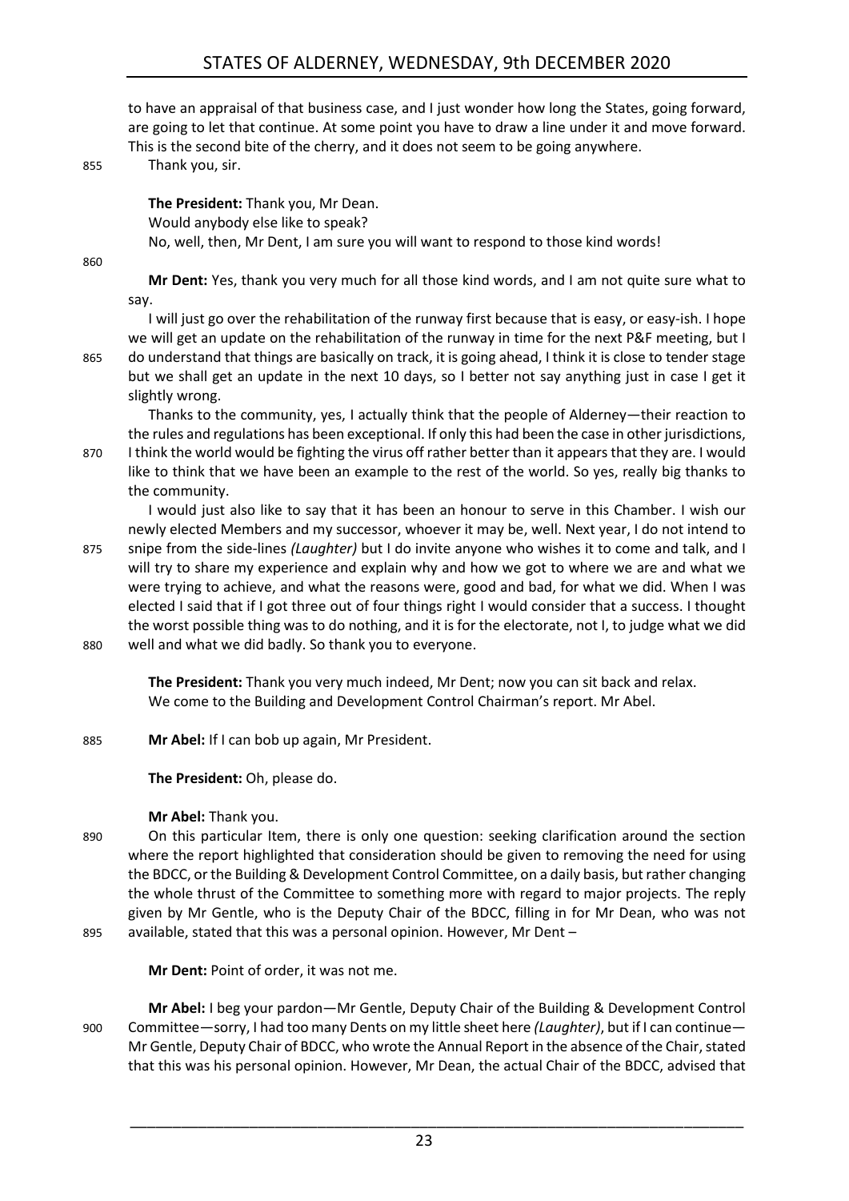to have an appraisal of that business case, and I just wonder how long the States, going forward, are going to let that continue. At some point you have to draw a line under it and move forward. This is the second bite of the cherry, and it does not seem to be going anywhere.

Thank you, sir.

**The President:** Thank you, Mr Dean.

Would anybody else like to speak?

No, well, then, Mr Dent, I am sure you will want to respond to those kind words!

**Mr Dent:** Yes, thank you very much for all those kind words, and I am not quite sure what to say.

I will just go over the rehabilitation of the runway first because that is easy, or easy-ish. I hope we will get an update on the rehabilitation of the runway in time for the next P&F meeting, but I do understand that things are basically on track, it is going ahead, I think it is close to tender stage but we shall get an update in the next 10 days, so I better not say anything just in case I get it slightly wrong.

Thanks to the community, yes, I actually think that the people of Alderney—their reaction to the rules and regulations has been exceptional. If only this had been the case in other jurisdictions, I think the world would be fighting the virus off rather better than it appears that they are. I would like to think that we have been an example to the rest of the world. So yes, really big thanks to the community.

I would just also like to say that it has been an honour to serve in this Chamber. I wish our newly elected Members and my successor, whoever it may be, well. Next year, I do not intend to snipe from the side-lines *(Laughter)* but I do invite anyone who wishes it to come and talk, and I will try to share my experience and explain why and how we got to where we are and what we were trying to achieve, and what the reasons were, good and bad, for what we did. When I was elected I said that if I got three out of four things right I would consider that a success. I thought the worst possible thing was to do nothing, and it is for the electorate, not I, to judge what we did well and what we did badly. So thank you to everyone.

**The President:** Thank you very much indeed, Mr Dent; now you can sit back and relax.

We come to the Building and Development Control Chairman's report. Mr Abel.

**Mr Abel:** If I can bob up again, Mr President.

**The President:** Oh, please do.

**Mr Abel:** Thank you.

On this particular Item, there is only one question: seeking clarification around the section where the report highlighted that consideration should be given to removing the need for using the BDCC, or the Building & Development Control Committee, on a daily basis, but rather changing the whole thrust of the Committee to something more with regard to major projects. The reply given by Mr Gentle, who is the Deputy Chair of the BDCC, filling in for Mr Dean, who was not available, stated that this was a personal opinion. However, Mr Dent –

**Mr Dent:** Point of order, it was not me.

**Mr Abel:** I beg your pardon—Mr Gentle, Deputy Chair of the Building & Development Control Committee—sorry, I had too many Dents on my little sheet here *(Laughter)*, but if I can continue—Mr Gentle, Deputy Chair of BDCC, who wrote the Annual Report in the absence of the Chair, stated that this was his personal opinion. However, Mr Dean, the actual Chair of the BDCC, advised that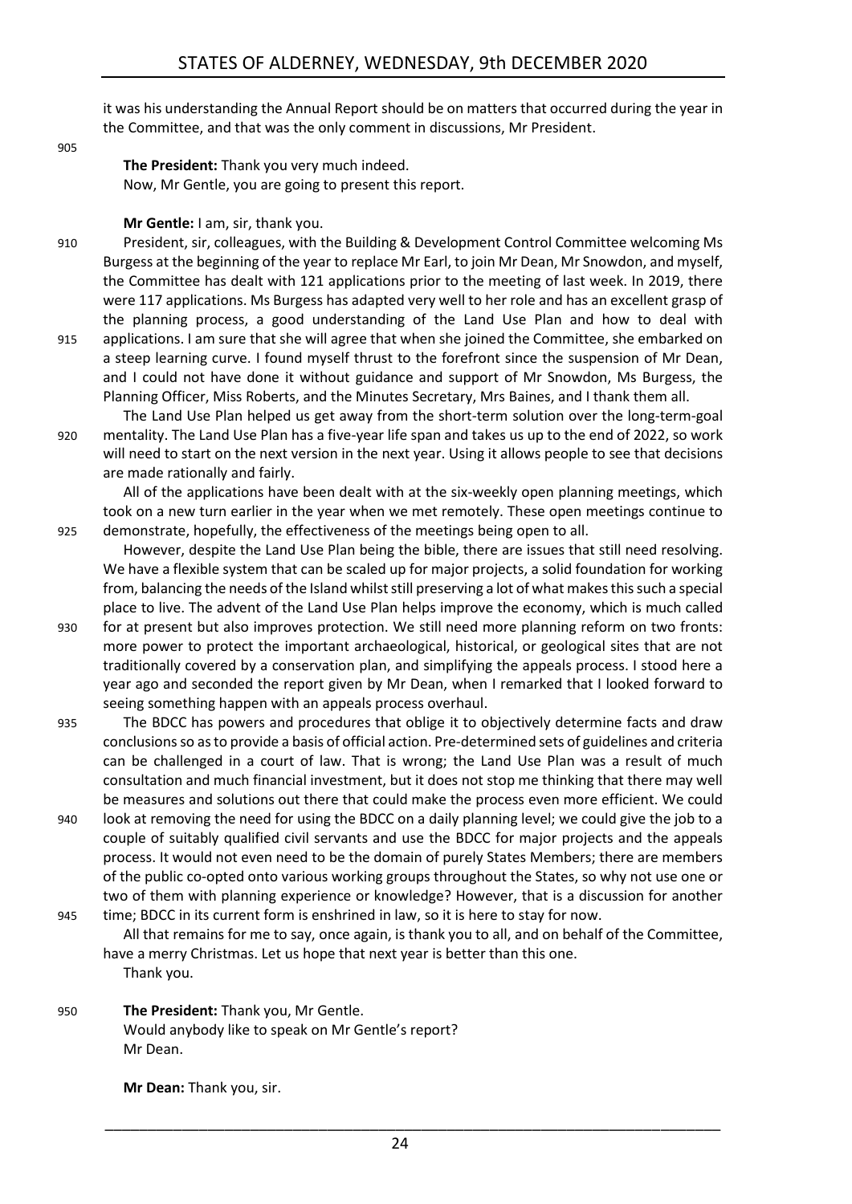it was his understanding the Annual Report should be on matters that occurred during the year in the Committee, and that was the only comment in discussions, Mr President.

**The President:** Thank you very much indeed.
Now, Mr Gentle, you are going to present this report.

**Mr Gentle:** I am, sir, thank you.

President, sir, colleagues, with the Building & Development Control Committee welcoming Ms Burgess at the beginning of the year to replace Mr Earl, to join Mr Dean, Mr Snowdon, and myself, the Committee has dealt with 121 applications prior to the meeting of last week. In 2019, there were 117 applications. Ms Burgess has adapted very well to her role and has an excellent grasp of the planning process, a good understanding of the Land Use Plan and how to deal with applications. I am sure that she will agree that when she joined the Committee, she embarked on a steep learning curve. I found myself thrust to the forefront since the suspension of Mr Dean, and I could not have done it without guidance and support of Mr Snowdon, Ms Burgess, the Planning Officer, Miss Roberts, and the Minutes Secretary, Mrs Baines, and I thank them all.

The Land Use Plan helped us get away from the short-term solution over the long-term-goal mentality. The Land Use Plan has a five-year life span and takes us up to the end of 2022, so work will need to start on the next version in the next year. Using it allows people to see that decisions are made rationally and fairly.

All of the applications have been dealt with at the six-weekly open planning meetings, which took on a new turn earlier in the year when we met remotely. These open meetings continue to demonstrate, hopefully, the effectiveness of the meetings being open to all.

However, despite the Land Use Plan being the bible, there are issues that still need resolving. We have a flexible system that can be scaled up for major projects, a solid foundation for working from, balancing the needs of the Island whilst still preserving a lot of what makes this such a special place to live. The advent of the Land Use Plan helps improve the economy, which is much called for at present but also improves protection. We still need more planning reform on two fronts: more power to protect the important archaeological, historical, or geological sites that are not traditionally covered by a conservation plan, and simplifying the appeals process. I stood here a year ago and seconded the report given by Mr Dean, when I remarked that I looked forward to seeing something happen with an appeals process overhaul.

The BDCC has powers and procedures that oblige it to objectively determine facts and draw conclusions so as to provide a basis of official action. Pre-determined sets of guidelines and criteria can be challenged in a court of law. That is wrong; the Land Use Plan was a result of much consultation and much financial investment, but it does not stop me thinking that there may well be measures and solutions out there that could make the process even more efficient. We could look at removing the need for using the BDCC on a daily planning level; we could give the job to a couple of suitably qualified civil servants and use the BDCC for major projects and the appeals process. It would not even need to be the domain of purely States Members; there are members of the public co-opted onto various working groups throughout the States, so why not use one or two of them with planning experience or knowledge? However, that is a discussion for another time; BDCC in its current form is enshrined in law, so it is here to stay for now.

All that remains for me to say, once again, is thank you to all, and on behalf of the Committee, have a merry Christmas. Let us hope that next year is better than this one.

Thank you.

**The President:** Thank you, Mr Gentle.
Would anybody like to speak on Mr Gentle's report?
Mr Dean.

**Mr Dean:** Thank you, sir.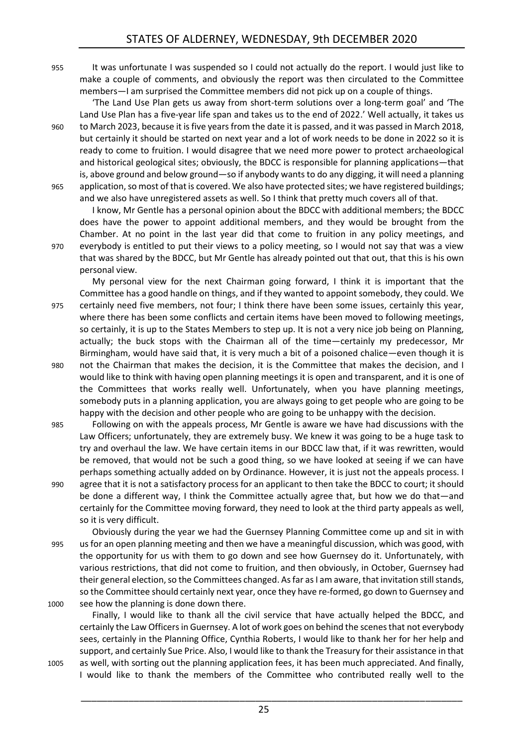It was unfortunate I was suspended so I could not actually do the report. I would just like to make a couple of comments, and obviously the report was then circulated to the Committee members—I am surprised the Committee members did not pick up on a couple of things.

'The Land Use Plan gets us away from short-term solutions over a long-term goal' and 'The Land Use Plan has a five-year life span and takes us to the end of 2022.' Well actually, it takes us to March 2023, because it is five years from the date it is passed, and it was passed in March 2018, but certainly it should be started on next year and a lot of work needs to be done in 2022 so it is ready to come to fruition. I would disagree that we need more power to protect archaeological and historical geological sites; obviously, the BDCC is responsible for planning applications—that is, above ground and below ground—so if anybody wants to do any digging, it will need a planning application, so most of that is covered. We also have protected sites; we have registered buildings; and we also have unregistered assets as well. So I think that pretty much covers all of that.

I know, Mr Gentle has a personal opinion about the BDCC with additional members; the BDCC does have the power to appoint additional members, and they would be brought from the Chamber. At no point in the last year did that come to fruition in any policy meetings, and everybody is entitled to put their views to a policy meeting, so I would not say that was a view that was shared by the BDCC, but Mr Gentle has already pointed out that out, that this is his own personal view.

My personal view for the next Chairman going forward, I think it is important that the Committee has a good handle on things, and if they wanted to appoint somebody, they could. We certainly need five members, not four; I think there have been some issues, certainly this year, where there has been some conflicts and certain items have been moved to following meetings, so certainly, it is up to the States Members to step up. It is not a very nice job being on Planning, actually; the buck stops with the Chairman all of the time—certainly my predecessor, Mr Birmingham, would have said that, it is very much a bit of a poisoned chalice—even though it is not the Chairman that makes the decision, it is the Committee that makes the decision, and I would like to think with having open planning meetings it is open and transparent, and it is one of the Committees that works really well. Unfortunately, when you have planning meetings, somebody puts in a planning application, you are always going to get people who are going to be happy with the decision and other people who are going to be unhappy with the decision.

Following on with the appeals process, Mr Gentle is aware we have had discussions with the Law Officers; unfortunately, they are extremely busy. We knew it was going to be a huge task to try and overhaul the law. We have certain items in our BDCC law that, if it was rewritten, would be removed, that would not be such a good thing, so we have looked at seeing if we can have perhaps something actually added on by Ordinance. However, it is just not the appeals process. I agree that it is not a satisfactory process for an applicant to then take the BDCC to court; it should be done a different way, I think the Committee actually agree that, but how we do that—and certainly for the Committee moving forward, they need to look at the third party appeals as well, so it is very difficult.

Obviously during the year we had the Guernsey Planning Committee come up and sit in with us for an open planning meeting and then we have a meaningful discussion, which was good, with the opportunity for us with them to go down and see how Guernsey do it. Unfortunately, with various restrictions, that did not come to fruition, and then obviously, in October, Guernsey had their general election, so the Committees changed. As far as I am aware, that invitation still stands, so the Committee should certainly next year, once they have re-formed, go down to Guernsey and see how the planning is done down there.

Finally, I would like to thank all the civil service that have actually helped the BDCC, and certainly the Law Officers in Guernsey. A lot of work goes on behind the scenes that not everybody sees, certainly in the Planning Office, Cynthia Roberts, I would like to thank her for her help and support, and certainly Sue Price. Also, I would like to thank the Treasury for their assistance in that as well, with sorting out the planning application fees, it has been much appreciated. And finally, I would like to thank the members of the Committee who contributed really well to the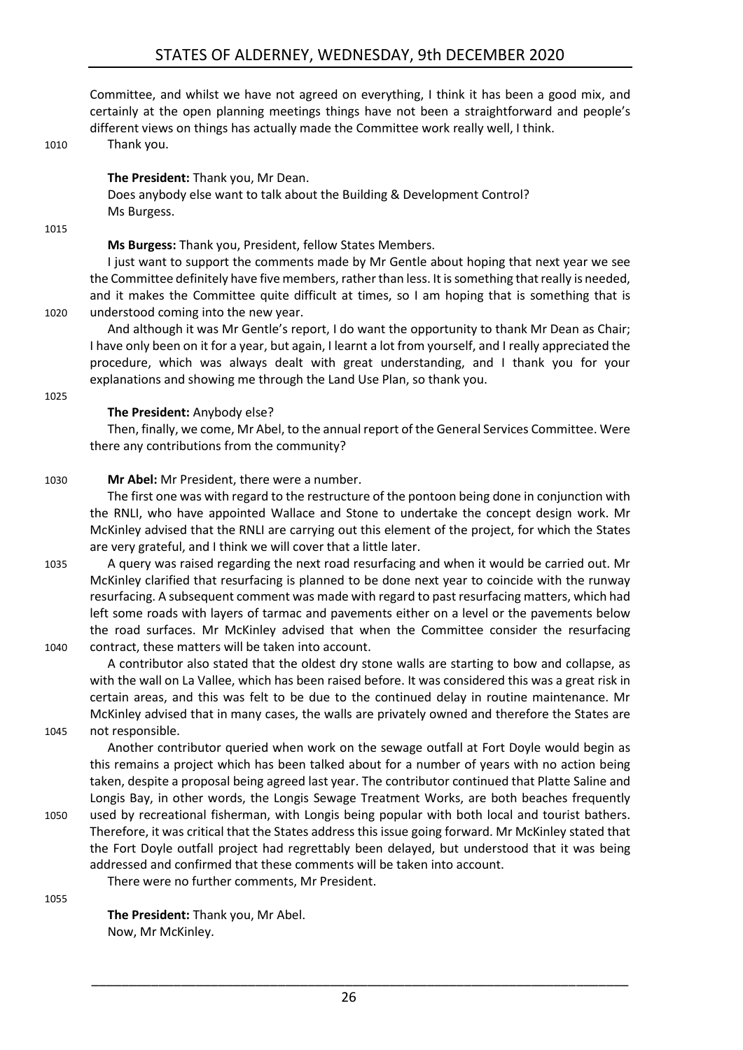Committee, and whilst we have not agreed on everything, I think it has been a good mix, and certainly at the open planning meetings things have not been a straightforward and people's different views on things has actually made the Committee work really well, I think.

Thank you.

**The President:** Thank you, Mr Dean.

Does anybody else want to talk about the Building & Development Control?

Ms Burgess.

**Ms Burgess:** Thank you, President, fellow States Members.

I just want to support the comments made by Mr Gentle about hoping that next year we see the Committee definitely have five members, rather than less. It is something that really is needed, and it makes the Committee quite difficult at times, so I am hoping that is something that is understood coming into the new year.

And although it was Mr Gentle's report, I do want the opportunity to thank Mr Dean as Chair; I have only been on it for a year, but again, I learnt a lot from yourself, and I really appreciated the procedure, which was always dealt with great understanding, and I thank you for your explanations and showing me through the Land Use Plan, so thank you.

**The President:** Anybody else?

Then, finally, we come, Mr Abel, to the annual report of the General Services Committee. Were there any contributions from the community?

**Mr Abel:** Mr President, there were a number.

The first one was with regard to the restructure of the pontoon being done in conjunction with the RNLI, who have appointed Wallace and Stone to undertake the concept design work. Mr McKinley advised that the RNLI are carrying out this element of the project, for which the States are very grateful, and I think we will cover that a little later.

A query was raised regarding the next road resurfacing and when it would be carried out. Mr McKinley clarified that resurfacing is planned to be done next year to coincide with the runway resurfacing. A subsequent comment was made with regard to past resurfacing matters, which had left some roads with layers of tarmac and pavements either on a level or the pavements below the road surfaces. Mr McKinley advised that when the Committee consider the resurfacing contract, these matters will be taken into account.

A contributor also stated that the oldest dry stone walls are starting to bow and collapse, as with the wall on La Vallee, which has been raised before. It was considered this was a great risk in certain areas, and this was felt to be due to the continued delay in routine maintenance. Mr McKinley advised that in many cases, the walls are privately owned and therefore the States are not responsible.

Another contributor queried when work on the sewage outfall at Fort Doyle would begin as this remains a project which has been talked about for a number of years with no action being taken, despite a proposal being agreed last year. The contributor continued that Platte Saline and Longis Bay, in other words, the Longis Sewage Treatment Works, are both beaches frequently used by recreational fisherman, with Longis being popular with both local and tourist bathers. Therefore, it was critical that the States address this issue going forward. Mr McKinley stated that the Fort Doyle outfall project had regrettably been delayed, but understood that it was being addressed and confirmed that these comments will be taken into account.

There were no further comments, Mr President.

**The President:** Thank you, Mr Abel.

Now, Mr McKinley.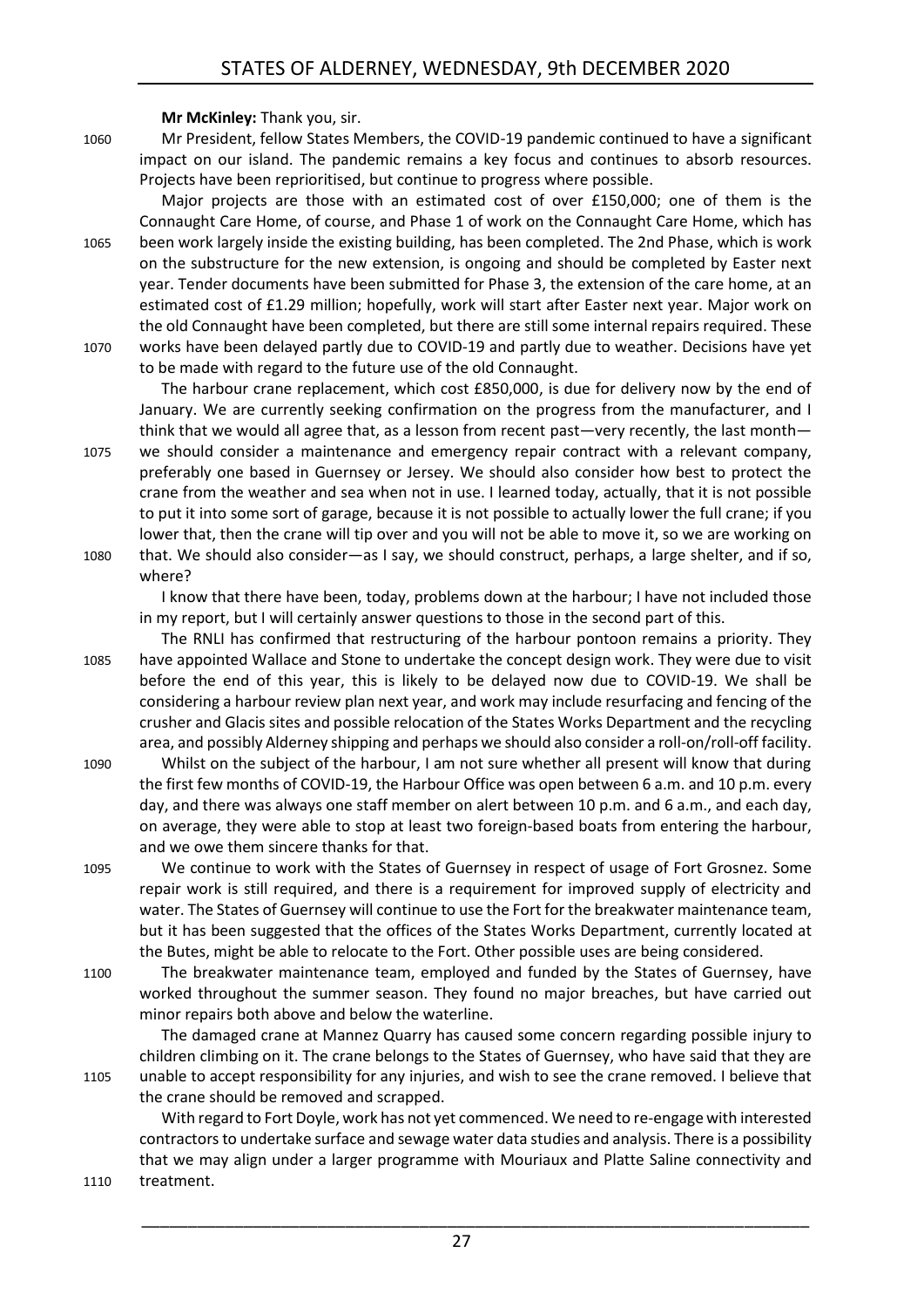**Mr McKinley:** Thank you, sir.

Mr President, fellow States Members, the COVID-19 pandemic continued to have a significant impact on our island. The pandemic remains a key focus and continues to absorb resources. Projects have been reprioritised, but continue to progress where possible.

Major projects are those with an estimated cost of over £150,000; one of them is the Connaught Care Home, of course, and Phase 1 of work on the Connaught Care Home, which has been work largely inside the existing building, has been completed. The 2nd Phase, which is work on the substructure for the new extension, is ongoing and should be completed by Easter next year. Tender documents have been submitted for Phase 3, the extension of the care home, at an estimated cost of £1.29 million; hopefully, work will start after Easter next year. Major work on the old Connaught have been completed, but there are still some internal repairs required. These works have been delayed partly due to COVID-19 and partly due to weather. Decisions have yet to be made with regard to the future use of the old Connaught.

The harbour crane replacement, which cost £850,000, is due for delivery now by the end of January. We are currently seeking confirmation on the progress from the manufacturer, and I think that we would all agree that, as a lesson from recent past—very recently, the last month—we should consider a maintenance and emergency repair contract with a relevant company, preferably one based in Guernsey or Jersey. We should also consider how best to protect the crane from the weather and sea when not in use. I learned today, actually, that it is not possible to put it into some sort of garage, because it is not possible to actually lower the full crane; if you lower that, then the crane will tip over and you will not be able to move it, so we are working on that. We should also consider—as I say, we should construct, perhaps, a large shelter, and if so, where?

I know that there have been, today, problems down at the harbour; I have not included those in my report, but I will certainly answer questions to those in the second part of this.

The RNLI has confirmed that restructuring of the harbour pontoon remains a priority. They have appointed Wallace and Stone to undertake the concept design work. They were due to visit before the end of this year, this is likely to be delayed now due to COVID-19. We shall be considering a harbour review plan next year, and work may include resurfacing and fencing of the crusher and Glacis sites and possible relocation of the States Works Department and the recycling area, and possibly Alderney shipping and perhaps we should also consider a roll-on/roll-off facility.

Whilst on the subject of the harbour, I am not sure whether all present will know that during the first few months of COVID-19, the Harbour Office was open between 6 a.m. and 10 p.m. every day, and there was always one staff member on alert between 10 p.m. and 6 a.m., and each day, on average, they were able to stop at least two foreign-based boats from entering the harbour, and we owe them sincere thanks for that.

We continue to work with the States of Guernsey in respect of usage of Fort Grosnez. Some repair work is still required, and there is a requirement for improved supply of electricity and water. The States of Guernsey will continue to use the Fort for the breakwater maintenance team, but it has been suggested that the offices of the States Works Department, currently located at the Butes, might be able to relocate to the Fort. Other possible uses are being considered.

The breakwater maintenance team, employed and funded by the States of Guernsey, have worked throughout the summer season. They found no major breaches, but have carried out minor repairs both above and below the waterline.

The damaged crane at Mannez Quarry has caused some concern regarding possible injury to children climbing on it. The crane belongs to the States of Guernsey, who have said that they are unable to accept responsibility for any injuries, and wish to see the crane removed. I believe that the crane should be removed and scrapped.

With regard to Fort Doyle, work has not yet commenced. We need to re-engage with interested contractors to undertake surface and sewage water data studies and analysis. There is a possibility that we may align under a larger programme with Mouriaux and Platte Saline connectivity and treatment.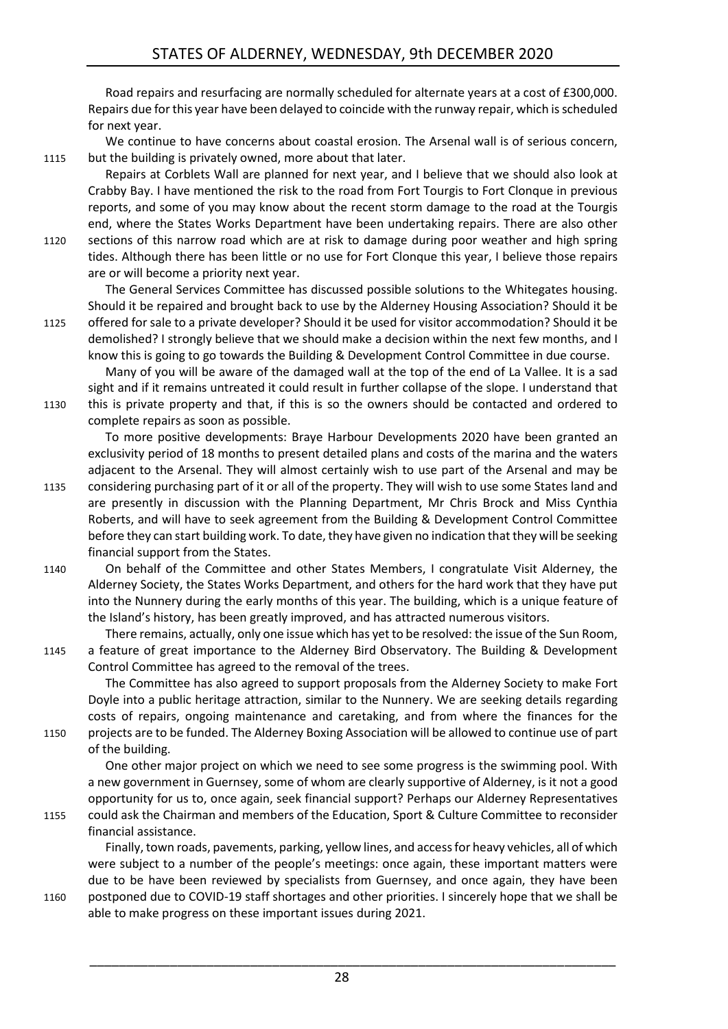Road repairs and resurfacing are normally scheduled for alternate years at a cost of £300,000. Repairs due for this year have been delayed to coincide with the runway repair, which is scheduled for next year.

We continue to have concerns about coastal erosion. The Arsenal wall is of serious concern, but the building is privately owned, more about that later.

Repairs at Corblets Wall are planned for next year, and I believe that we should also look at Crabby Bay. I have mentioned the risk to the road from Fort Tourgis to Fort Clonque in previous reports, and some of you may know about the recent storm damage to the road at the Tourgis end, where the States Works Department have been undertaking repairs. There are also other sections of this narrow road which are at risk to damage during poor weather and high spring tides. Although there has been little or no use for Fort Clonque this year, I believe those repairs are or will become a priority next year.

The General Services Committee has discussed possible solutions to the Whitegates housing. Should it be repaired and brought back to use by the Alderney Housing Association? Should it be offered for sale to a private developer? Should it be used for visitor accommodation? Should it be demolished? I strongly believe that we should make a decision within the next few months, and I know this is going to go towards the Building & Development Control Committee in due course.

Many of you will be aware of the damaged wall at the top of the end of La Vallee. It is a sad sight and if it remains untreated it could result in further collapse of the slope. I understand that this is private property and that, if this is so the owners should be contacted and ordered to complete repairs as soon as possible.

To more positive developments: Braye Harbour Developments 2020 have been granted an exclusivity period of 18 months to present detailed plans and costs of the marina and the waters adjacent to the Arsenal. They will almost certainly wish to use part of the Arsenal and may be considering purchasing part of it or all of the property. They will wish to use some States land and are presently in discussion with the Planning Department, Mr Chris Brock and Miss Cynthia Roberts, and will have to seek agreement from the Building & Development Control Committee before they can start building work. To date, they have given no indication that they will be seeking financial support from the States.

On behalf of the Committee and other States Members, I congratulate Visit Alderney, the Alderney Society, the States Works Department, and others for the hard work that they have put into the Nunnery during the early months of this year. The building, which is a unique feature of the Island's history, has been greatly improved, and has attracted numerous visitors.

There remains, actually, only one issue which has yet to be resolved: the issue of the Sun Room, a feature of great importance to the Alderney Bird Observatory. The Building & Development Control Committee has agreed to the removal of the trees.

The Committee has also agreed to support proposals from the Alderney Society to make Fort Doyle into a public heritage attraction, similar to the Nunnery. We are seeking details regarding costs of repairs, ongoing maintenance and caretaking, and from where the finances for the projects are to be funded. The Alderney Boxing Association will be allowed to continue use of part of the building.

One other major project on which we need to see some progress is the swimming pool. With a new government in Guernsey, some of whom are clearly supportive of Alderney, is it not a good opportunity for us to, once again, seek financial support? Perhaps our Alderney Representatives could ask the Chairman and members of the Education, Sport & Culture Committee to reconsider financial assistance.

Finally, town roads, pavements, parking, yellow lines, and access for heavy vehicles, all of which were subject to a number of the people's meetings: once again, these important matters were due to be have been reviewed by specialists from Guernsey, and once again, they have been postponed due to COVID-19 staff shortages and other priorities. I sincerely hope that we shall be able to make progress on these important issues during 2021.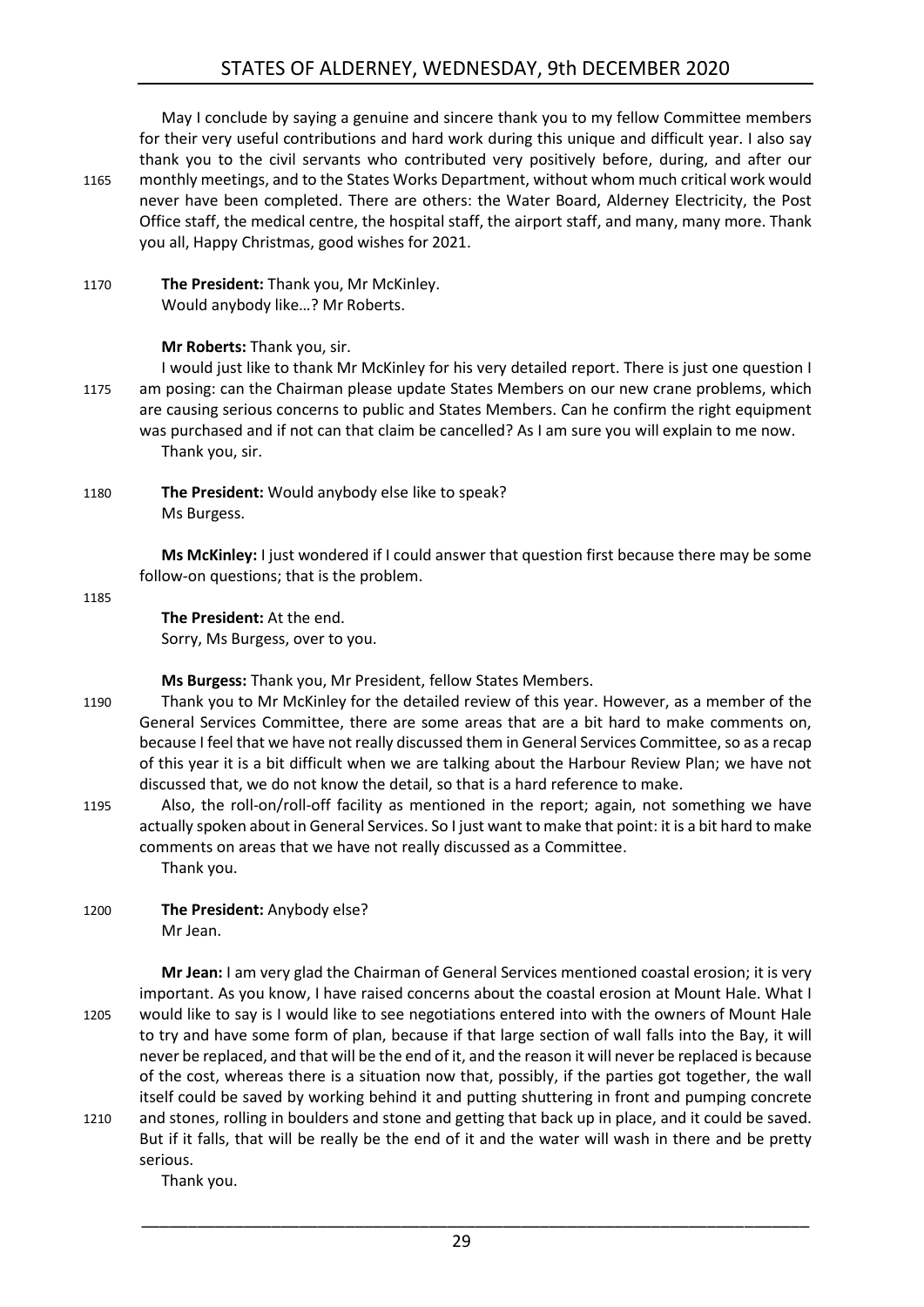May I conclude by saying a genuine and sincere thank you to my fellow Committee members for their very useful contributions and hard work during this unique and difficult year. I also say thank you to the civil servants who contributed very positively before, during, and after our monthly meetings, and to the States Works Department, without whom much critical work would never have been completed. There are others: the Water Board, Alderney Electricity, the Post Office staff, the medical centre, the hospital staff, the airport staff, and many, many more. Thank you all, Happy Christmas, good wishes for 2021.

**The President:** Thank you, Mr McKinley.
Would anybody like…? Mr Roberts.

**Mr Roberts:** Thank you, sir.
I would just like to thank Mr McKinley for his very detailed report. There is just one question I am posing: can the Chairman please update States Members on our new crane problems, which are causing serious concerns to public and States Members. Can he confirm the right equipment was purchased and if not can that claim be cancelled? As I am sure you will explain to me now.
Thank you, sir.

**The President:** Would anybody else like to speak?
Ms Burgess.

**Ms McKinley:** I just wondered if I could answer that question first because there may be some follow-on questions; that is the problem.

**The President:** At the end.
Sorry, Ms Burgess, over to you.

**Ms Burgess:** Thank you, Mr President, fellow States Members.
Thank you to Mr McKinley for the detailed review of this year. However, as a member of the General Services Committee, there are some areas that are a bit hard to make comments on, because I feel that we have not really discussed them in General Services Committee, so as a recap of this year it is a bit difficult when we are talking about the Harbour Review Plan; we have not discussed that, we do not know the detail, so that is a hard reference to make.
Also, the roll-on/roll-off facility as mentioned in the report; again, not something we have actually spoken about in General Services. So I just want to make that point: it is a bit hard to make comments on areas that we have not really discussed as a Committee.
Thank you.

**The President:** Anybody else?
Mr Jean.

**Mr Jean:** I am very glad the Chairman of General Services mentioned coastal erosion; it is very important. As you know, I have raised concerns about the coastal erosion at Mount Hale. What I would like to say is I would like to see negotiations entered into with the owners of Mount Hale to try and have some form of plan, because if that large section of wall falls into the Bay, it will never be replaced, and that will be the end of it, and the reason it will never be replaced is because of the cost, whereas there is a situation now that, possibly, if the parties got together, the wall itself could be saved by working behind it and putting shuttering in front and pumping concrete and stones, rolling in boulders and stone and getting that back up in place, and it could be saved. But if it falls, that will be really be the end of it and the water will wash in there and be pretty serious.
Thank you.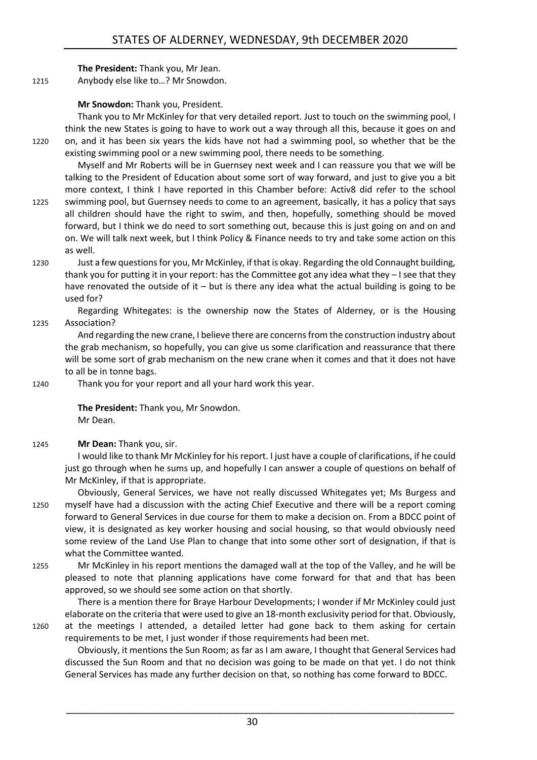**The President:** Thank you, Mr Jean.

Anybody else like to…? Mr Snowdon.

**Mr Snowdon:** Thank you, President.

Thank you to Mr McKinley for that very detailed report. Just to touch on the swimming pool, I think the new States is going to have to work out a way through all this, because it goes on and on, and it has been six years the kids have not had a swimming pool, so whether that be the existing swimming pool or a new swimming pool, there needs to be something.

Myself and Mr Roberts will be in Guernsey next week and I can reassure you that we will be talking to the President of Education about some sort of way forward, and just to give you a bit more context, I think I have reported in this Chamber before: Activ8 did refer to the school swimming pool, but Guernsey needs to come to an agreement, basically, it has a policy that says all children should have the right to swim, and then, hopefully, something should be moved forward, but I think we do need to sort something out, because this is just going on and on and on. We will talk next week, but I think Policy & Finance needs to try and take some action on this as well.

Just a few questions for you, Mr McKinley, if that is okay. Regarding the old Connaught building, thank you for putting it in your report: has the Committee got any idea what they – I see that they have renovated the outside of it – but is there any idea what the actual building is going to be used for?

Regarding Whitegates: is the ownership now the States of Alderney, or is the Housing Association?

And regarding the new crane, I believe there are concerns from the construction industry about the grab mechanism, so hopefully, you can give us some clarification and reassurance that there will be some sort of grab mechanism on the new crane when it comes and that it does not have to all be in tonne bags.

Thank you for your report and all your hard work this year.

**The President:** Thank you, Mr Snowdon.

Mr Dean.

**Mr Dean:** Thank you, sir.

I would like to thank Mr McKinley for his report. I just have a couple of clarifications, if he could just go through when he sums up, and hopefully I can answer a couple of questions on behalf of Mr McKinley, if that is appropriate.

Obviously, General Services, we have not really discussed Whitegates yet; Ms Burgess and myself have had a discussion with the acting Chief Executive and there will be a report coming forward to General Services in due course for them to make a decision on. From a BDCC point of view, it is designated as key worker housing and social housing, so that would obviously need some review of the Land Use Plan to change that into some other sort of designation, if that is what the Committee wanted.

Mr McKinley in his report mentions the damaged wall at the top of the Valley, and he will be pleased to note that planning applications have come forward for that and that has been approved, so we should see some action on that shortly.

There is a mention there for Braye Harbour Developments; I wonder if Mr McKinley could just elaborate on the criteria that were used to give an 18-month exclusivity period for that. Obviously, at the meetings I attended, a detailed letter had gone back to them asking for certain requirements to be met, I just wonder if those requirements had been met.

Obviously, it mentions the Sun Room; as far as I am aware, I thought that General Services had discussed the Sun Room and that no decision was going to be made on that yet. I do not think General Services has made any further decision on that, so nothing has come forward to BDCC.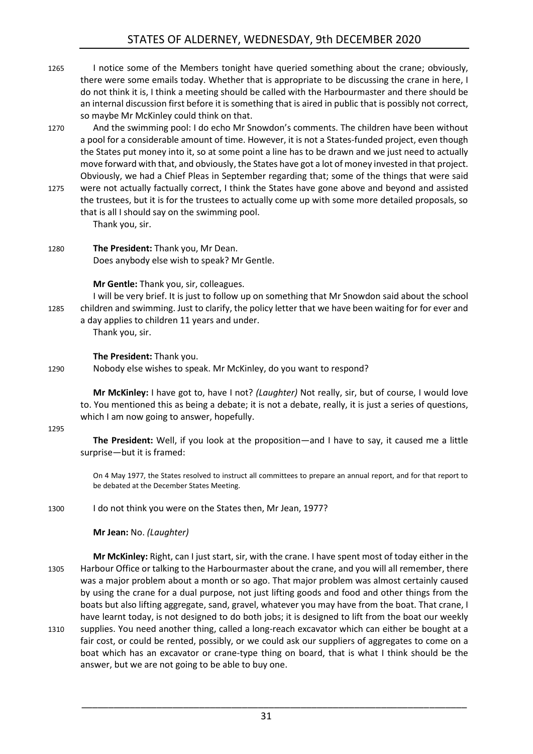1265 I notice some of the Members tonight have queried something about the crane; obviously, there were some emails today. Whether that is appropriate to be discussing the crane in here, I do not think it is, I think a meeting should be called with the Harbourmaster and there should be an internal discussion first before it is something that is aired in public that is possibly not correct, so maybe Mr McKinley could think on that.

1270 And the swimming pool: I do echo Mr Snowdon's comments. The children have been without a pool for a considerable amount of time. However, it is not a States-funded project, even though the States put money into it, so at some point a line has to be drawn and we just need to actually move forward with that, and obviously, the States have got a lot of money invested in that project. Obviously, we had a Chief Pleas in September regarding that; some of the things that were said 1275 were not actually factually correct, I think the States have gone above and beyond and assisted the trustees, but it is for the trustees to actually come up with some more detailed proposals, so that is all I should say on the swimming pool.

Thank you, sir.

1280 **The President:** Thank you, Mr Dean.

Does anybody else wish to speak? Mr Gentle.

**Mr Gentle:** Thank you, sir, colleagues.

I will be very brief. It is just to follow up on something that Mr Snowdon said about the school 1285 children and swimming. Just to clarify, the policy letter that we have been waiting for for ever and a day applies to children 11 years and under.

Thank you, sir.

**The President:** Thank you.

1290 Nobody else wishes to speak. Mr McKinley, do you want to respond?

**Mr McKinley:** I have got to, have I not? *(Laughter)* Not really, sir, but of course, I would love to. You mentioned this as being a debate; it is not a debate, really, it is just a series of questions, which I am now going to answer, hopefully.

1295

**The President:** Well, if you look at the proposition—and I have to say, it caused me a little surprise—but it is framed:

> On 4 May 1977, the States resolved to instruct all committees to prepare an annual report, and for that report to be debated at the December States Meeting.

1300 I do not think you were on the States then, Mr Jean, 1977?

**Mr Jean:** No. *(Laughter)*

**Mr McKinley:** Right, can I just start, sir, with the crane. I have spent most of today either in the 1305 Harbour Office or talking to the Harbourmaster about the crane, and you will all remember, there was a major problem about a month or so ago. That major problem was almost certainly caused by using the crane for a dual purpose, not just lifting goods and food and other things from the boats but also lifting aggregate, sand, gravel, whatever you may have from the boat. That crane, I have learnt today, is not designed to do both jobs; it is designed to lift from the boat our weekly 1310 supplies. You need another thing, called a long-reach excavator which can either be bought at a fair cost, or could be rented, possibly, or we could ask our suppliers of aggregates to come on a boat which has an excavator or crane-type thing on board, that is what I think should be the answer, but we are not going to be able to buy one.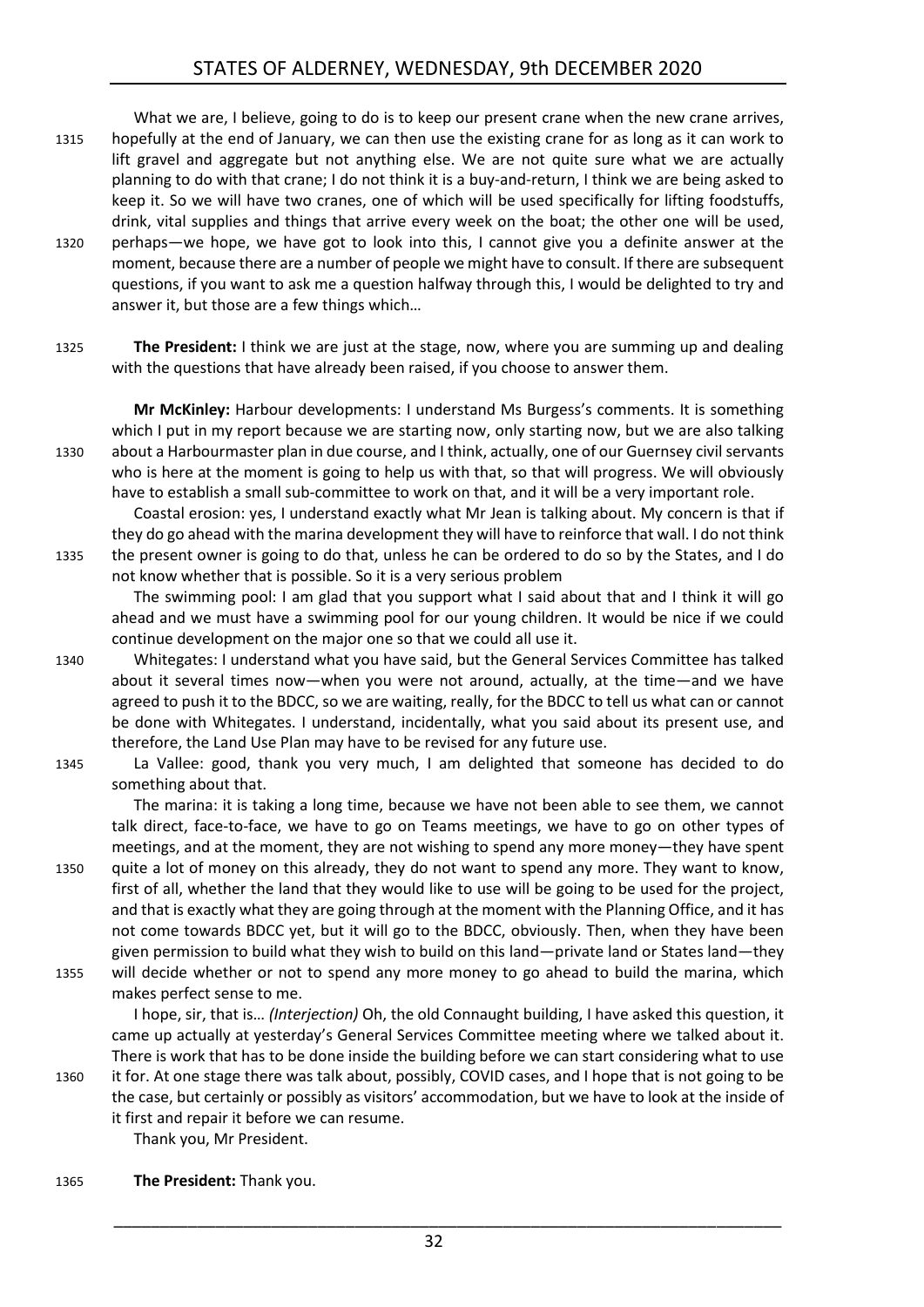What we are, I believe, going to do is to keep our present crane when the new crane arrives, hopefully at the end of January, we can then use the existing crane for as long as it can work to lift gravel and aggregate but not anything else. We are not quite sure what we are actually planning to do with that crane; I do not think it is a buy-and-return, I think we are being asked to keep it. So we will have two cranes, one of which will be used specifically for lifting foodstuffs, drink, vital supplies and things that arrive every week on the boat; the other one will be used, perhaps—we hope, we have got to look into this, I cannot give you a definite answer at the moment, because there are a number of people we might have to consult. If there are subsequent questions, if you want to ask me a question halfway through this, I would be delighted to try and answer it, but those are a few things which…

**The President:** I think we are just at the stage, now, where you are summing up and dealing with the questions that have already been raised, if you choose to answer them.

**Mr McKinley:** Harbour developments: I understand Ms Burgess's comments. It is something which I put in my report because we are starting now, only starting now, but we are also talking about a Harbourmaster plan in due course, and I think, actually, one of our Guernsey civil servants who is here at the moment is going to help us with that, so that will progress. We will obviously have to establish a small sub-committee to work on that, and it will be a very important role.

Coastal erosion: yes, I understand exactly what Mr Jean is talking about. My concern is that if they do go ahead with the marina development they will have to reinforce that wall. I do not think the present owner is going to do that, unless he can be ordered to do so by the States, and I do not know whether that is possible. So it is a very serious problem

The swimming pool: I am glad that you support what I said about that and I think it will go ahead and we must have a swimming pool for our young children. It would be nice if we could continue development on the major one so that we could all use it.

Whitegates: I understand what you have said, but the General Services Committee has talked about it several times now—when you were not around, actually, at the time—and we have agreed to push it to the BDCC, so we are waiting, really, for the BDCC to tell us what can or cannot be done with Whitegates. I understand, incidentally, what you said about its present use, and therefore, the Land Use Plan may have to be revised for any future use.

La Vallee: good, thank you very much, I am delighted that someone has decided to do something about that.

The marina: it is taking a long time, because we have not been able to see them, we cannot talk direct, face-to-face, we have to go on Teams meetings, we have to go on other types of meetings, and at the moment, they are not wishing to spend any more money—they have spent quite a lot of money on this already, they do not want to spend any more. They want to know, first of all, whether the land that they would like to use will be going to be used for the project, and that is exactly what they are going through at the moment with the Planning Office, and it has not come towards BDCC yet, but it will go to the BDCC, obviously. Then, when they have been given permission to build what they wish to build on this land—private land or States land—they will decide whether or not to spend any more money to go ahead to build the marina, which makes perfect sense to me.

I hope, sir, that is… *(Interjection)* Oh, the old Connaught building, I have asked this question, it came up actually at yesterday's General Services Committee meeting where we talked about it. There is work that has to be done inside the building before we can start considering what to use it for. At one stage there was talk about, possibly, COVID cases, and I hope that is not going to be the case, but certainly or possibly as visitors' accommodation, but we have to look at the inside of it first and repair it before we can resume.

Thank you, Mr President.

**The President:** Thank you.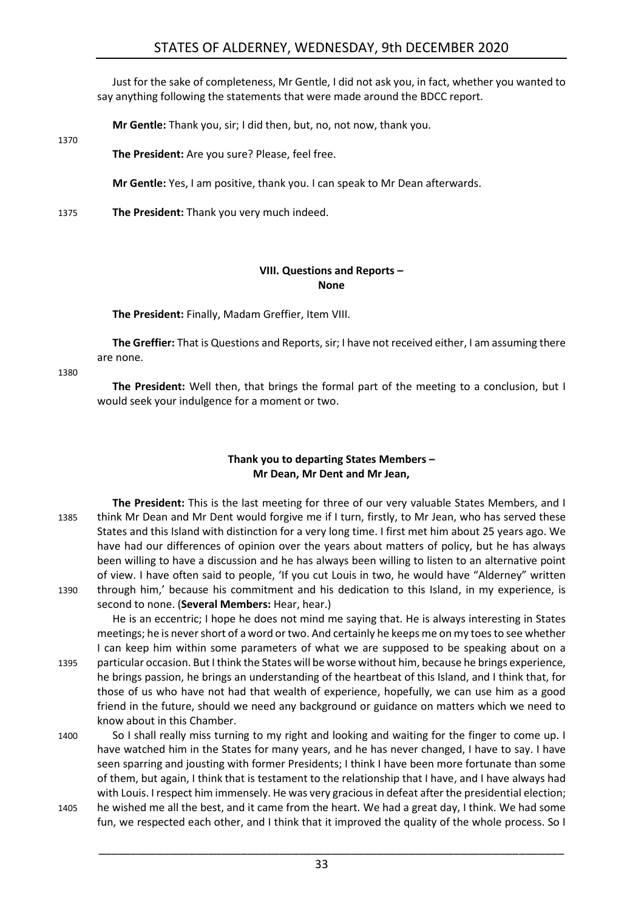Just for the sake of completeness, Mr Gentle, I did not ask you, in fact, whether you wanted to say anything following the statements that were made around the BDCC report.

**Mr Gentle:** Thank you, sir; I did then, but, no, not now, thank you.

**The President:** Are you sure? Please, feel free.

**Mr Gentle:** Yes, I am positive, thank you. I can speak to Mr Dean afterwards.

**The President:** Thank you very much indeed.

## VIII. Questions and Reports – None

**The President:** Finally, Madam Greffier, Item VIII.

**The Greffier:** That is Questions and Reports, sir; I have not received either, I am assuming there are none.

**The President:** Well then, that brings the formal part of the meeting to a conclusion, but I would seek your indulgence for a moment or two.

## Thank you to departing States Members – Mr Dean, Mr Dent and Mr Jean,

**The President:** This is the last meeting for three of our very valuable States Members, and I think Mr Dean and Mr Dent would forgive me if I turn, firstly, to Mr Jean, who has served these States and this Island with distinction for a very long time. I first met him about 25 years ago. We have had our differences of opinion over the years about matters of policy, but he has always been willing to have a discussion and he has always been willing to listen to an alternative point of view. I have often said to people, 'If you cut Louis in two, he would have "Alderney" written through him,' because his commitment and his dedication to this Island, in my experience, is second to none. (**Several Members:** Hear, hear.)

He is an eccentric; I hope he does not mind me saying that. He is always interesting in States meetings; he is never short of a word or two. And certainly he keeps me on my toes to see whether I can keep him within some parameters of what we are supposed to be speaking about on a particular occasion. But I think the States will be worse without him, because he brings experience, he brings passion, he brings an understanding of the heartbeat of this Island, and I think that, for those of us who have not had that wealth of experience, hopefully, we can use him as a good friend in the future, should we need any background or guidance on matters which we need to know about in this Chamber.

So I shall really miss turning to my right and looking and waiting for the finger to come up. I have watched him in the States for many years, and he has never changed, I have to say. I have seen sparring and jousting with former Presidents; I think I have been more fortunate than some of them, but again, I think that is testament to the relationship that I have, and I have always had with Louis. I respect him immensely. He was very gracious in defeat after the presidential election; he wished me all the best, and it came from the heart. We had a great day, I think. We had some fun, we respected each other, and I think that it improved the quality of the whole process. So I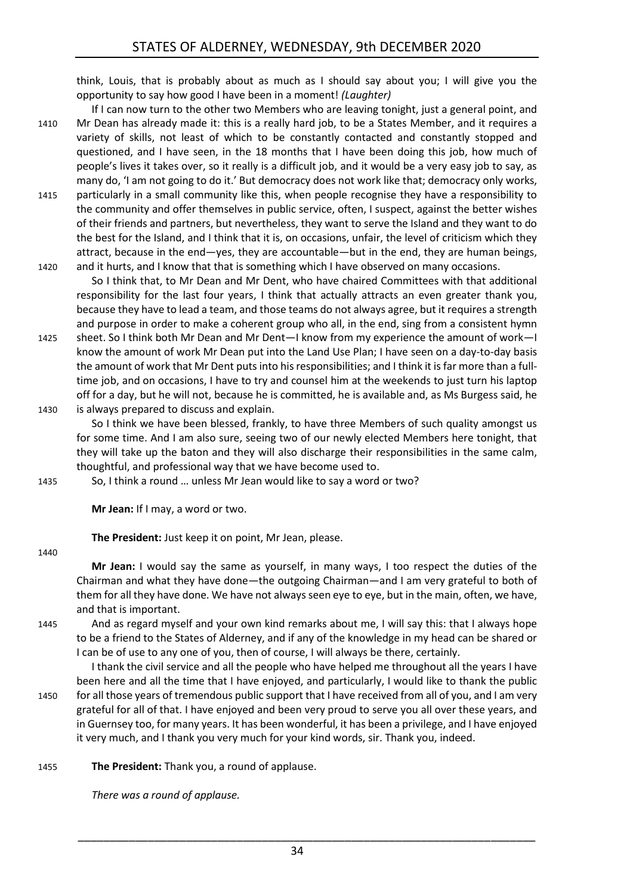think, Louis, that is probably about as much as I should say about you; I will give you the opportunity to say how good I have been in a moment! *(Laughter)*

If I can now turn to the other two Members who are leaving tonight, just a general point, and Mr Dean has already made it: this is a really hard job, to be a States Member, and it requires a variety of skills, not least of which to be constantly contacted and constantly stopped and questioned, and I have seen, in the 18 months that I have been doing this job, how much of people's lives it takes over, so it really is a difficult job, and it would be a very easy job to say, as many do, 'I am not going to do it.' But democracy does not work like that; democracy only works, particularly in a small community like this, when people recognise they have a responsibility to the community and offer themselves in public service, often, I suspect, against the better wishes of their friends and partners, but nevertheless, they want to serve the Island and they want to do the best for the Island, and I think that it is, on occasions, unfair, the level of criticism which they attract, because in the end—yes, they are accountable—but in the end, they are human beings, and it hurts, and I know that that is something which I have observed on many occasions.

So I think that, to Mr Dean and Mr Dent, who have chaired Committees with that additional responsibility for the last four years, I think that actually attracts an even greater thank you, because they have to lead a team, and those teams do not always agree, but it requires a strength and purpose in order to make a coherent group who all, in the end, sing from a consistent hymn sheet. So I think both Mr Dean and Mr Dent—I know from my experience the amount of work—I know the amount of work Mr Dean put into the Land Use Plan; I have seen on a day-to-day basis the amount of work that Mr Dent puts into his responsibilities; and I think it is far more than a full-time job, and on occasions, I have to try and counsel him at the weekends to just turn his laptop off for a day, but he will not, because he is committed, he is available and, as Ms Burgess said, he is always prepared to discuss and explain.

So I think we have been blessed, frankly, to have three Members of such quality amongst us for some time. And I am also sure, seeing two of our newly elected Members here tonight, that they will take up the baton and they will also discharge their responsibilities in the same calm, thoughtful, and professional way that we have become used to.

So, I think a round … unless Mr Jean would like to say a word or two?

**Mr Jean:** If I may, a word or two.

**The President:** Just keep it on point, Mr Jean, please.

**Mr Jean:** I would say the same as yourself, in many ways, I too respect the duties of the Chairman and what they have done—the outgoing Chairman—and I am very grateful to both of them for all they have done. We have not always seen eye to eye, but in the main, often, we have, and that is important.

And as regard myself and your own kind remarks about me, I will say this: that I always hope to be a friend to the States of Alderney, and if any of the knowledge in my head can be shared or I can be of use to any one of you, then of course, I will always be there, certainly.

I thank the civil service and all the people who have helped me throughout all the years I have been here and all the time that I have enjoyed, and particularly, I would like to thank the public for all those years of tremendous public support that I have received from all of you, and I am very grateful for all of that. I have enjoyed and been very proud to serve you all over these years, and in Guernsey too, for many years. It has been wonderful, it has been a privilege, and I have enjoyed it very much, and I thank you very much for your kind words, sir. Thank you, indeed.

**The President:** Thank you, a round of applause.

*There was a round of applause.*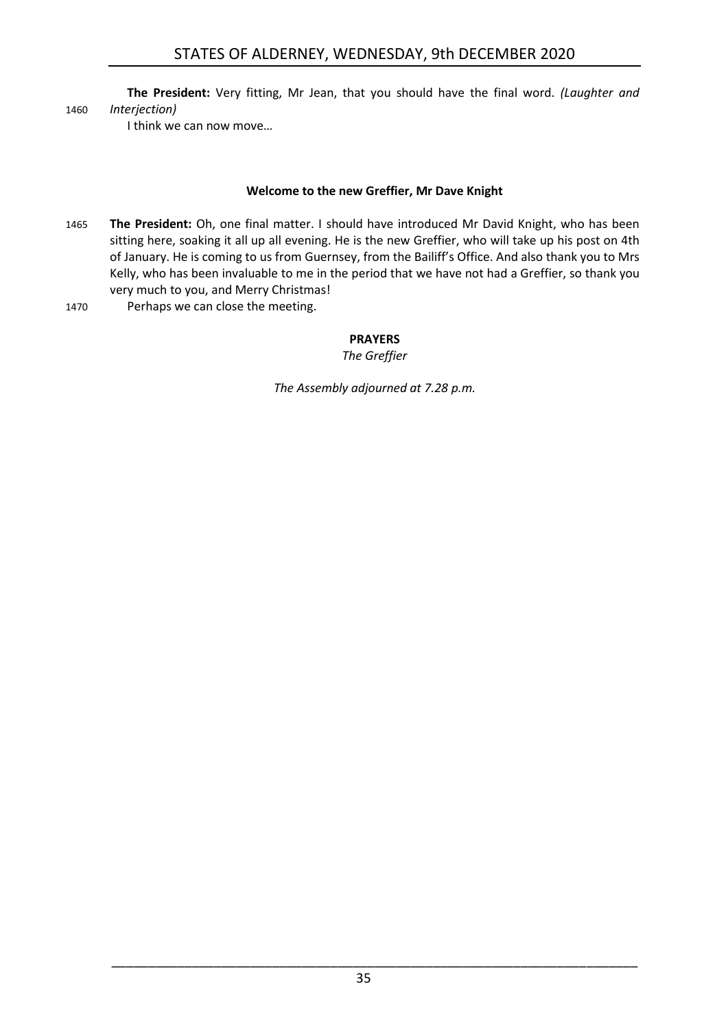**The President:** Very fitting, Mr Jean, that you should have the final word. *(Laughter and Interjection)*

I think we can now move…

**Welcome to the new Greffier, Mr Dave Knight**

**The President:** Oh, one final matter. I should have introduced Mr David Knight, who has been sitting here, soaking it all up all evening. He is the new Greffier, who will take up his post on 4th of January. He is coming to us from Guernsey, from the Bailiff's Office. And also thank you to Mrs Kelly, who has been invaluable to me in the period that we have not had a Greffier, so thank you very much to you, and Merry Christmas!

Perhaps we can close the meeting.

**PRAYERS**

*The Greffier*

*The Assembly adjourned at 7.28 p.m.*